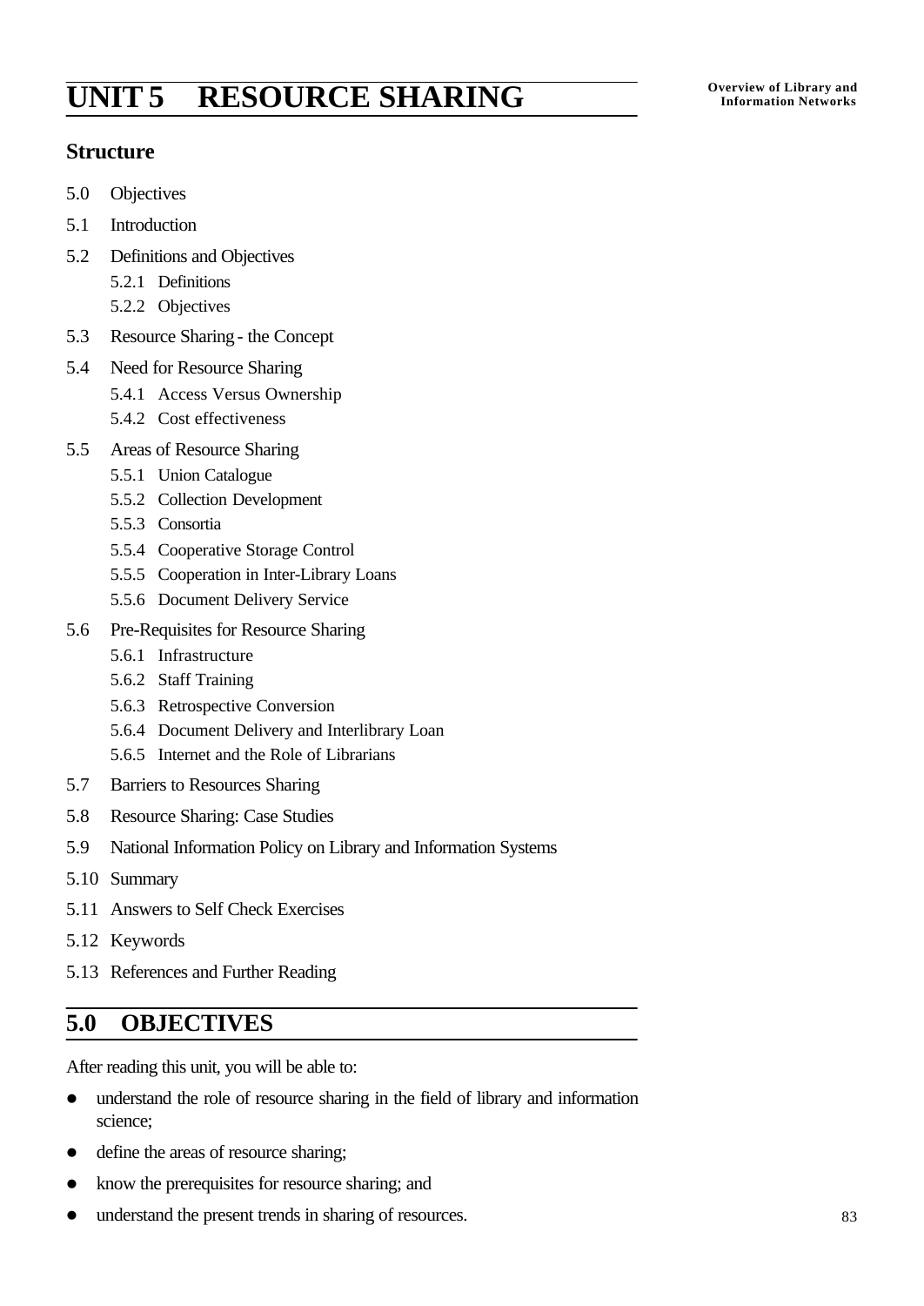# UNIT 5 RESOURCE SHARING

## Structure

5.0 Objectives

5.1 Introduction

5.2 Definitions and Objectives

- 5.2.1 Definitions
- 5.2.2 Objectives

5.3 Resource Sharing - the Concept

5.4 Need for Resource Sharing

- 5.4.1 Access Versus Ownership
- 5.4.2 Cost effectiveness

5.5 Areas of Resource Sharing

- 5.5.1 Union Catalogue
- 5.5.2 Collection Development
- 5.5.3 Consortia
- 5.5.4 Cooperative Storage Control
- 5.5.5 Cooperation in Inter-Library Loans
- 5.5.6 Document Delivery Service

5.6 Pre-Requisites for Resource Sharing

- 5.6.1 Infrastructure
- 5.6.2 Staff Training
- 5.6.3 Retrospective Conversion
- 5.6.4 Document Delivery and Interlibrary Loan
- 5.6.5 Internet and the Role of Librarians

5.7 Barriers to Resources Sharing

5.8 Resource Sharing: Case Studies

5.9 National Information Policy on Library and Information Systems

5.10 Summary

5.11 Answers to Self Check Exercises

5.12 Keywords

5.13 References and Further Reading

## 5.0 OBJECTIVES

After reading this unit, you will be able to:

- understand the role of resource sharing in the field of library and information science;
- define the areas of resource sharing;
- know the prerequisites for resource sharing; and
- understand the present trends in sharing of resources.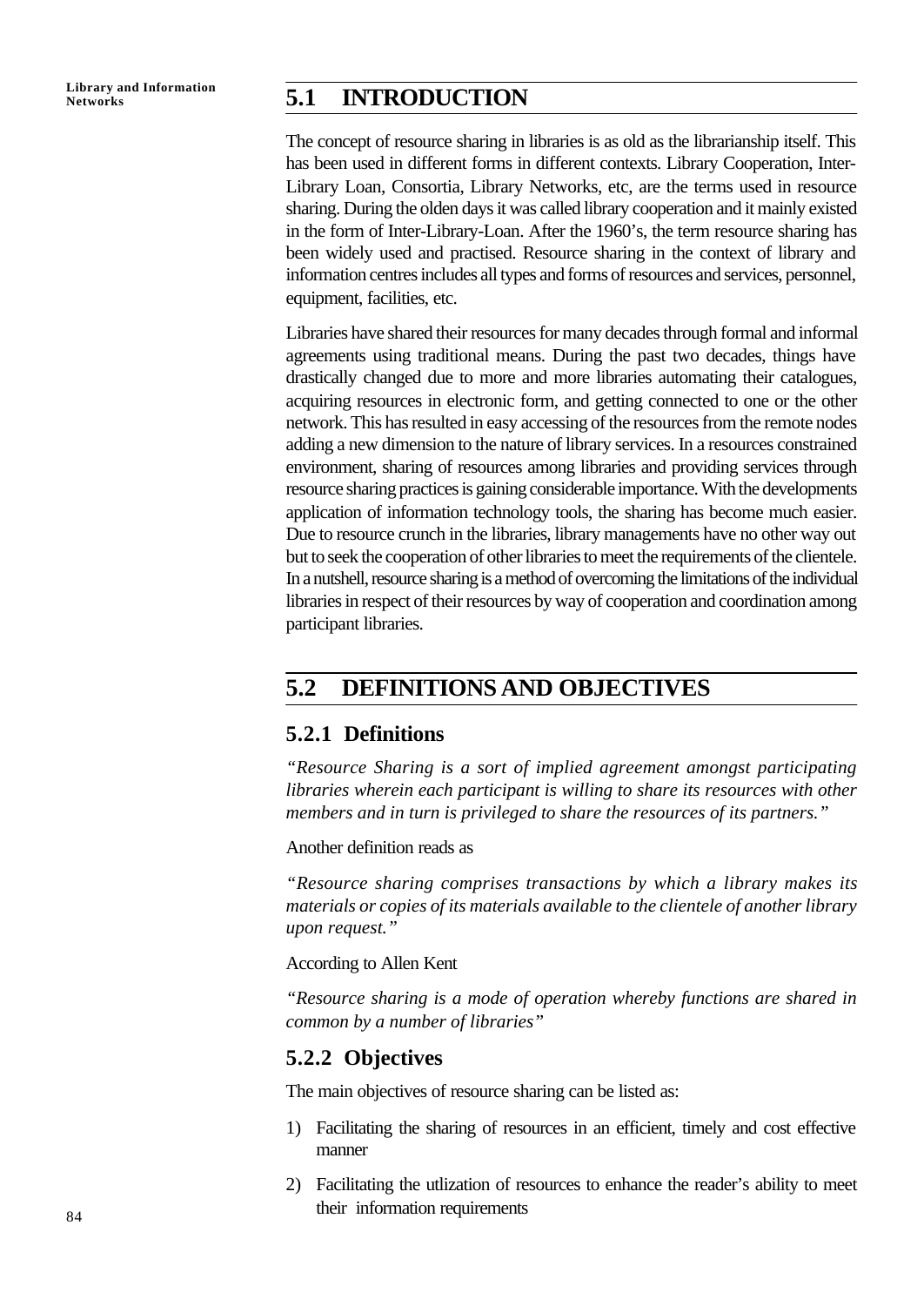## 5.1 INTRODUCTION

The concept of resource sharing in libraries is as old as the librarianship itself. This has been used in different forms in different contexts. Library Cooperation, Inter-Library Loan, Consortia, Library Networks, etc, are the terms used in resource sharing. During the olden days it was called library cooperation and it mainly existed in the form of Inter-Library-Loan. After the 1960's, the term resource sharing has been widely used and practised. Resource sharing in the context of library and information centres includes all types and forms of resources and services, personnel, equipment, facilities, etc.

Libraries have shared their resources for many decades through formal and informal agreements using traditional means. During the past two decades, things have drastically changed due to more and more libraries automating their catalogues, acquiring resources in electronic form, and getting connected to one or the other network. This has resulted in easy accessing of the resources from the remote nodes adding a new dimension to the nature of library services. In a resources constrained environment, sharing of resources among libraries and providing services through resource sharing practices is gaining considerable importance. With the developments application of information technology tools, the sharing has become much easier. Due to resource crunch in the libraries, library managements have no other way out but to seek the cooperation of other libraries to meet the requirements of the clientele. In a nutshell, resource sharing is a method of overcoming the limitations of the individual libraries in respect of their resources by way of cooperation and coordination among participant libraries.

## 5.2 DEFINITIONS AND OBJECTIVES

### 5.2.1 Definitions

*"Resource Sharing is a sort of implied agreement amongst participating libraries wherein each participant is willing to share its resources with other members and in turn is privileged to share the resources of its partners."*

Another definition reads as

*"Resource sharing comprises transactions by which a library makes its materials or copies of its materials available to the clientele of another library upon request."*

According to Allen Kent

*"Resource sharing is a mode of operation whereby functions are shared in common by a number of libraries"*

### 5.2.2 Objectives

The main objectives of resource sharing can be listed as:

1) Facilitating the sharing of resources in an efficient, timely and cost effective manner
2) Facilitating the utlization of resources to enhance the reader's ability to meet their information requirements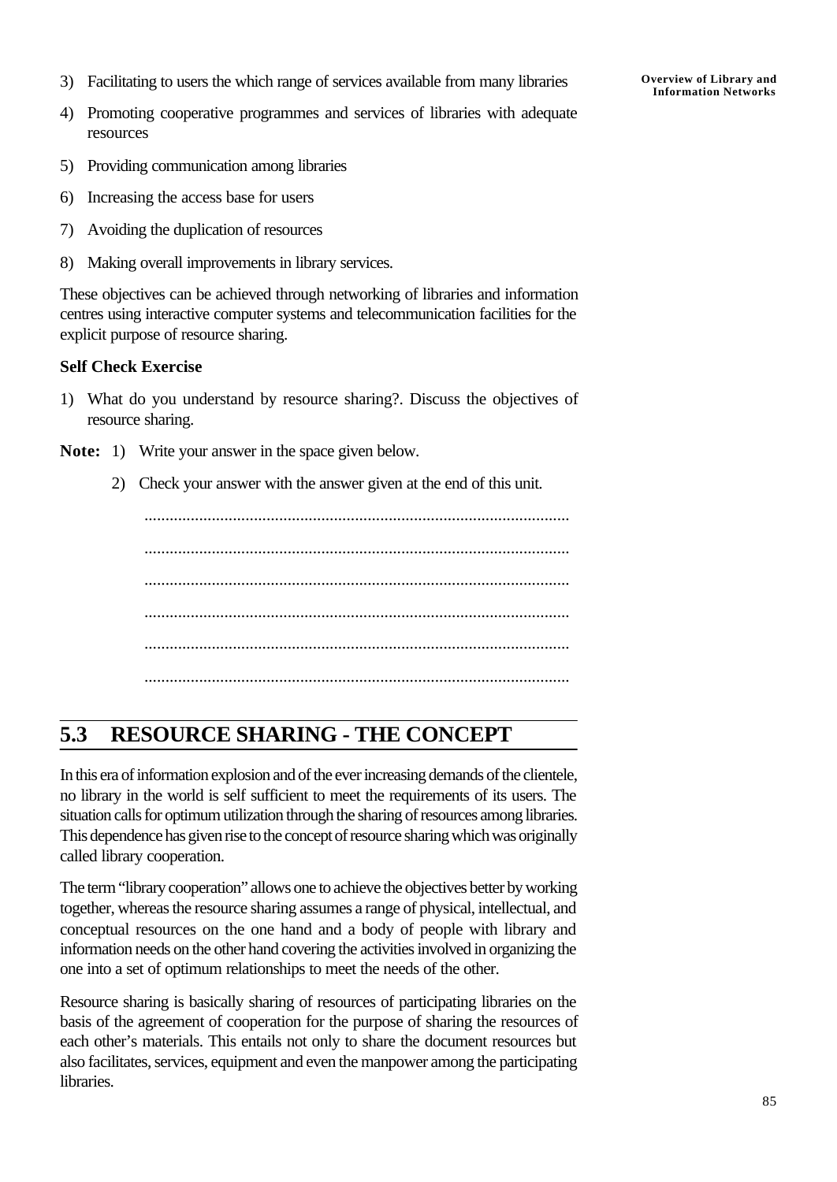3) Facilitating to users the which range of services available from many libraries

4) Promoting cooperative programmes and services of libraries with adequate resources

5) Providing communication among libraries

6) Increasing the access base for users

7) Avoiding the duplication of resources

8) Making overall improvements in library services.

These objectives can be achieved through networking of libraries and information centres using interactive computer systems and telecommunication facilities for the explicit purpose of resource sharing.

**Self Check Exercise**

1) What do you understand by resource sharing?. Discuss the objectives of resource sharing.

**Note:** 1) Write your answer in the space given below.

2) Check your answer with the answer given at the end of this unit.

.....................................................................................................

.....................................................................................................

.....................................................................................................

.....................................................................................................

.....................................................................................................

.....................................................................................................

## 5.3 RESOURCE SHARING - THE CONCEPT

In this era of information explosion and of the ever increasing demands of the clientele, no library in the world is self sufficient to meet the requirements of its users. The situation calls for optimum utilization through the sharing of resources among libraries. This dependence has given rise to the concept of resource sharing which was originally called library cooperation.

The term "library cooperation" allows one to achieve the objectives better by working together, whereas the resource sharing assumes a range of physical, intellectual, and conceptual resources on the one hand and a body of people with library and information needs on the other hand covering the activities involved in organizing the one into a set of optimum relationships to meet the needs of the other.

Resource sharing is basically sharing of resources of participating libraries on the basis of the agreement of cooperation for the purpose of sharing the resources of each other's materials. This entails not only to share the document resources but also facilitates, services, equipment and even the manpower among the participating libraries.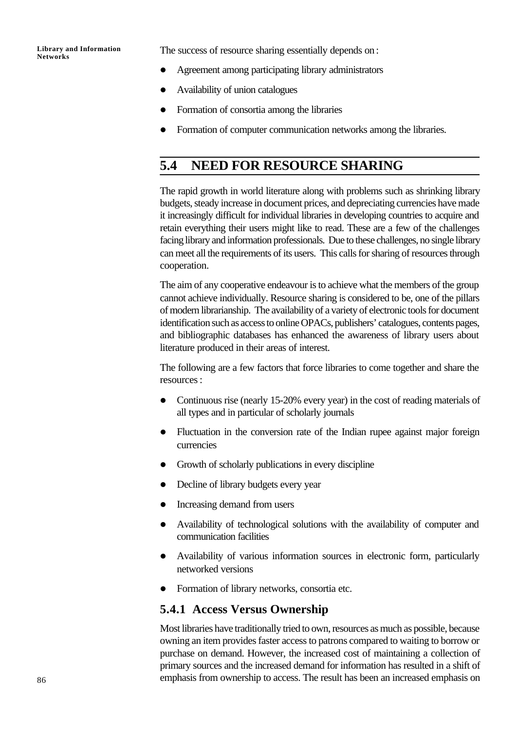The success of resource sharing essentially depends on :

- Agreement among participating library administrators
- Availability of union catalogues
- Formation of consortia among the libraries
- Formation of computer communication networks among the libraries.

## 5.4 NEED FOR RESOURCE SHARING

The rapid growth in world literature along with problems such as shrinking library budgets, steady increase in document prices, and depreciating currencies have made it increasingly difficult for individual libraries in developing countries to acquire and retain everything their users might like to read. These are a few of the challenges facing library and information professionals. Due to these challenges, no single library can meet all the requirements of its users. This calls for sharing of resources through cooperation.

The aim of any cooperative endeavour is to achieve what the members of the group cannot achieve individually. Resource sharing is considered to be, one of the pillars of modern librarianship. The availability of a variety of electronic tools for document identification such as access to online OPACs, publishers' catalogues, contents pages, and bibliographic databases has enhanced the awareness of library users about literature produced in their areas of interest.

The following are a few factors that force libraries to come together and share the resources :

- Continuous rise (nearly 15-20% every year) in the cost of reading materials of all types and in particular of scholarly journals
- Fluctuation in the conversion rate of the Indian rupee against major foreign currencies
- Growth of scholarly publications in every discipline
- Decline of library budgets every year
- Increasing demand from users
- Availability of technological solutions with the availability of computer and communication facilities
- Availability of various information sources in electronic form, particularly networked versions
- Formation of library networks, consortia etc.

### 5.4.1 Access Versus Ownership

Most libraries have traditionally tried to own, resources as much as possible, because owning an item provides faster access to patrons compared to waiting to borrow or purchase on demand. However, the increased cost of maintaining a collection of primary sources and the increased demand for information has resulted in a shift of emphasis from ownership to access. The result has been an increased emphasis on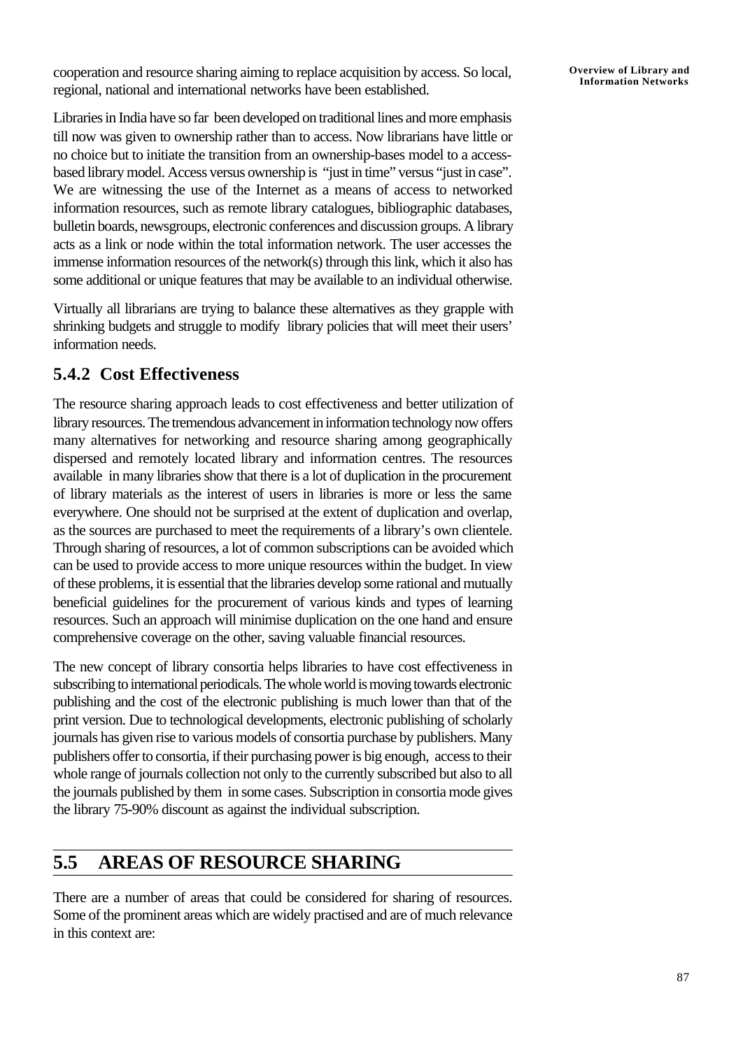cooperation and resource sharing aiming to replace acquisition by access. So local, regional, national and international networks have been established.

Libraries in India have so far been developed on traditional lines and more emphasis till now was given to ownership rather than to access. Now librarians have little or no choice but to initiate the transition from an ownership-bases model to a access-based library model. Access versus ownership is "just in time" versus "just in case". We are witnessing the use of the Internet as a means of access to networked information resources, such as remote library catalogues, bibliographic databases, bulletin boards, newsgroups, electronic conferences and discussion groups. A library acts as a link or node within the total information network. The user accesses the immense information resources of the network(s) through this link, which it also has some additional or unique features that may be available to an individual otherwise.

Virtually all librarians are trying to balance these alternatives as they grapple with shrinking budgets and struggle to modify library policies that will meet their users' information needs.

### 5.4.2 Cost Effectiveness

The resource sharing approach leads to cost effectiveness and better utilization of library resources. The tremendous advancement in information technology now offers many alternatives for networking and resource sharing among geographically dispersed and remotely located library and information centres. The resources available in many libraries show that there is a lot of duplication in the procurement of library materials as the interest of users in libraries is more or less the same everywhere. One should not be surprised at the extent of duplication and overlap, as the sources are purchased to meet the requirements of a library's own clientele. Through sharing of resources, a lot of common subscriptions can be avoided which can be used to provide access to more unique resources within the budget. In view of these problems, it is essential that the libraries develop some rational and mutually beneficial guidelines for the procurement of various kinds and types of learning resources. Such an approach will minimise duplication on the one hand and ensure comprehensive coverage on the other, saving valuable financial resources.

The new concept of library consortia helps libraries to have cost effectiveness in subscribing to international periodicals. The whole world is moving towards electronic publishing and the cost of the electronic publishing is much lower than that of the print version. Due to technological developments, electronic publishing of scholarly journals has given rise to various models of consortia purchase by publishers. Many publishers offer to consortia, if their purchasing power is big enough, access to their whole range of journals collection not only to the currently subscribed but also to all the journals published by them in some cases. Subscription in consortia mode gives the library 75-90% discount as against the individual subscription.

## 5.5 AREAS OF RESOURCE SHARING

There are a number of areas that could be considered for sharing of resources. Some of the prominent areas which are widely practised and are of much relevance in this context are: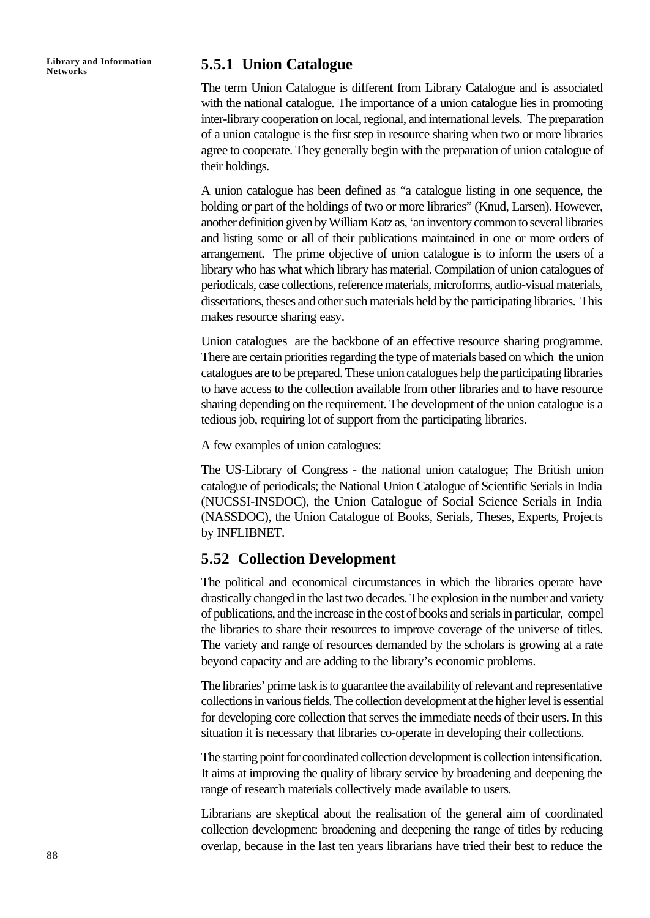### 5.5.1 Union Catalogue

The term Union Catalogue is different from Library Catalogue and is associated with the national catalogue. The importance of a union catalogue lies in promoting inter-library cooperation on local, regional, and international levels. The preparation of a union catalogue is the first step in resource sharing when two or more libraries agree to cooperate. They generally begin with the preparation of union catalogue of their holdings.

A union catalogue has been defined as "a catalogue listing in one sequence, the holding or part of the holdings of two or more libraries" (Knud, Larsen). However, another definition given by William Katz as, 'an inventory common to several libraries and listing some or all of their publications maintained in one or more orders of arrangement. The prime objective of union catalogue is to inform the users of a library who has what which library has material. Compilation of union catalogues of periodicals, case collections, reference materials, microforms, audio-visual materials, dissertations, theses and other such materials held by the participating libraries. This makes resource sharing easy.

Union catalogues are the backbone of an effective resource sharing programme. There are certain priorities regarding the type of materials based on which the union catalogues are to be prepared. These union catalogues help the participating libraries to have access to the collection available from other libraries and to have resource sharing depending on the requirement. The development of the union catalogue is a tedious job, requiring lot of support from the participating libraries.

A few examples of union catalogues:

The US-Library of Congress - the national union catalogue; The British union catalogue of periodicals; the National Union Catalogue of Scientific Serials in India (NUCSSI-INSDOC), the Union Catalogue of Social Science Serials in India (NASSDOC), the Union Catalogue of Books, Serials, Theses, Experts, Projects by INFLIBNET.

### 5.52 Collection Development

The political and economical circumstances in which the libraries operate have drastically changed in the last two decades. The explosion in the number and variety of publications, and the increase in the cost of books and serials in particular, compel the libraries to share their resources to improve coverage of the universe of titles. The variety and range of resources demanded by the scholars is growing at a rate beyond capacity and are adding to the library's economic problems.

The libraries' prime task is to guarantee the availability of relevant and representative collections in various fields. The collection development at the higher level is essential for developing core collection that serves the immediate needs of their users. In this situation it is necessary that libraries co-operate in developing their collections.

The starting point for coordinated collection development is collection intensification. It aims at improving the quality of library service by broadening and deepening the range of research materials collectively made available to users.

Librarians are skeptical about the realisation of the general aim of coordinated collection development: broadening and deepening the range of titles by reducing overlap, because in the last ten years librarians have tried their best to reduce the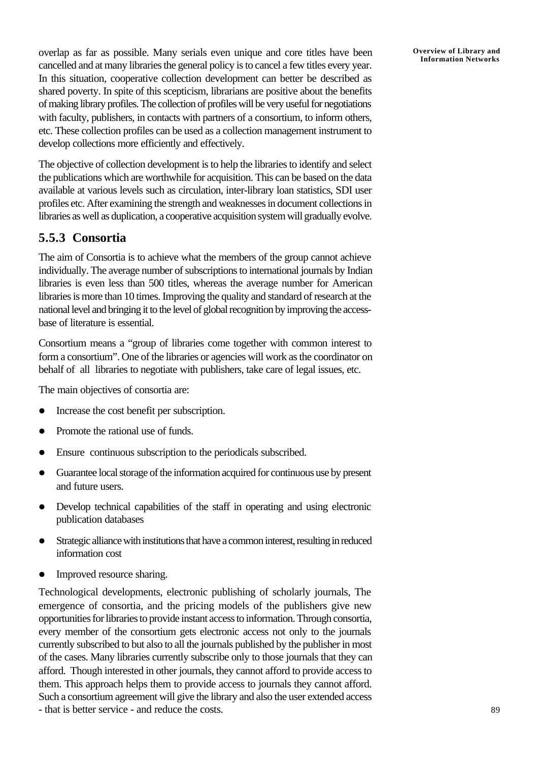overlap as far as possible. Many serials even unique and core titles have been cancelled and at many libraries the general policy is to cancel a few titles every year. In this situation, cooperative collection development can better be described as shared poverty. In spite of this scepticism, librarians are positive about the benefits of making library profiles. The collection of profiles will be very useful for negotiations with faculty, publishers, in contacts with partners of a consortium, to inform others, etc. These collection profiles can be used as a collection management instrument to develop collections more efficiently and effectively.

The objective of collection development is to help the libraries to identify and select the publications which are worthwhile for acquisition. This can be based on the data available at various levels such as circulation, inter-library loan statistics, SDI user profiles etc. After examining the strength and weaknesses in document collections in libraries as well as duplication, a cooperative acquisition system will gradually evolve.

### 5.5.3 Consortia

The aim of Consortia is to achieve what the members of the group cannot achieve individually. The average number of subscriptions to international journals by Indian libraries is even less than 500 titles, whereas the average number for American libraries is more than 10 times. Improving the quality and standard of research at the national level and bringing it to the level of global recognition by improving the access-base of literature is essential.

Consortium means a "group of libraries come together with common interest to form a consortium". One of the libraries or agencies will work as the coordinator on behalf of all libraries to negotiate with publishers, take care of legal issues, etc.

The main objectives of consortia are:

- Increase the cost benefit per subscription.
- Promote the rational use of funds.
- Ensure continuous subscription to the periodicals subscribed.
- Guarantee local storage of the information acquired for continuous use by present and future users.
- Develop technical capabilities of the staff in operating and using electronic publication databases
- Strategic alliance with institutions that have a common interest, resulting in reduced information cost
- Improved resource sharing.

Technological developments, electronic publishing of scholarly journals, The emergence of consortia, and the pricing models of the publishers give new opportunities for libraries to provide instant access to information. Through consortia, every member of the consortium gets electronic access not only to the journals currently subscribed to but also to all the journals published by the publisher in most of the cases. Many libraries currently subscribe only to those journals that they can afford. Though interested in other journals, they cannot afford to provide access to them. This approach helps them to provide access to journals they cannot afford. Such a consortium agreement will give the library and also the user extended access - that is better service - and reduce the costs.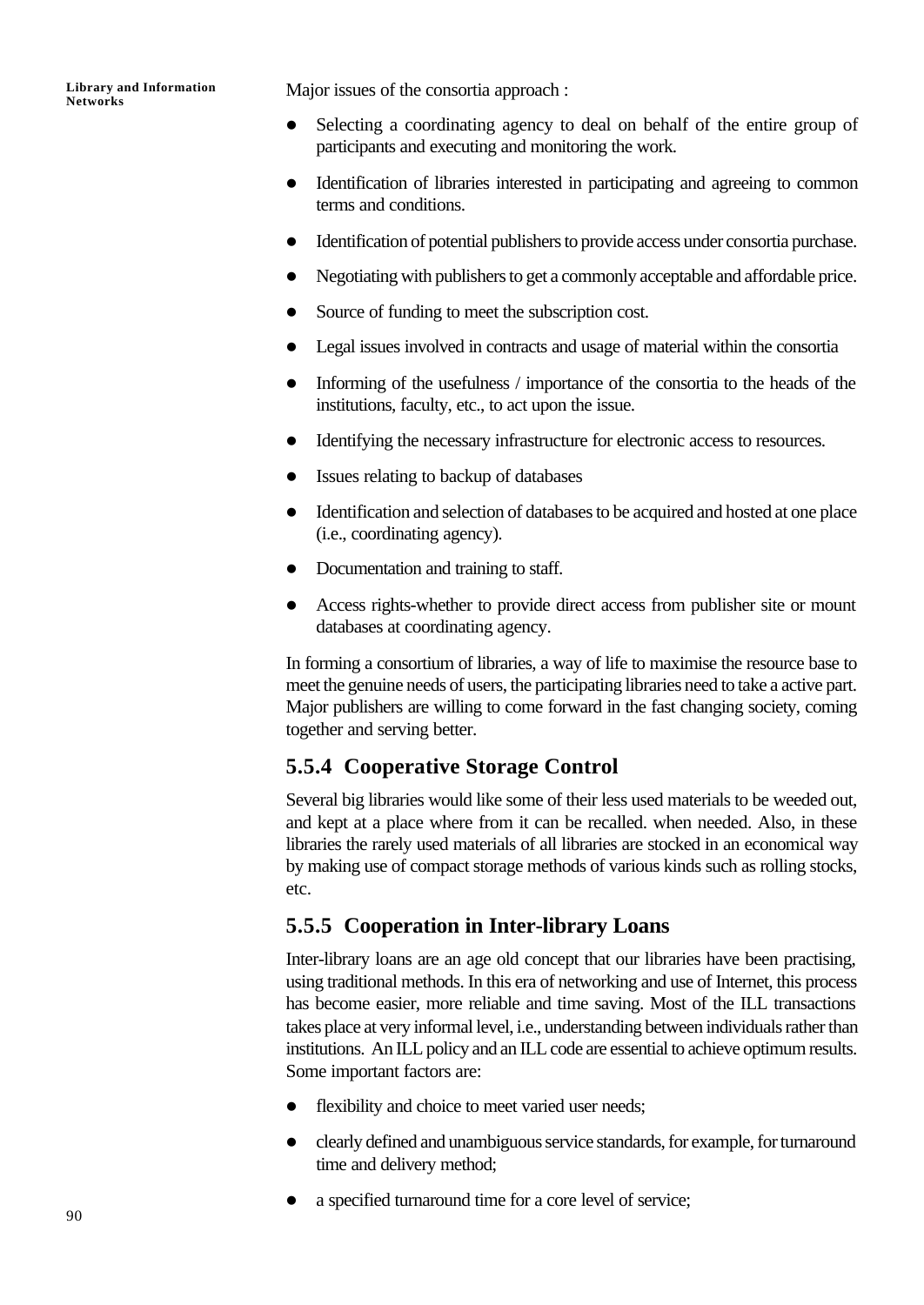Major issues of the consortia approach :

- Selecting a coordinating agency to deal on behalf of the entire group of participants and executing and monitoring the work.
- Identification of libraries interested in participating and agreeing to common terms and conditions.
- Identification of potential publishers to provide access under consortia purchase.
- Negotiating with publishers to get a commonly acceptable and affordable price.
- Source of funding to meet the subscription cost.
- Legal issues involved in contracts and usage of material within the consortia
- Informing of the usefulness / importance of the consortia to the heads of the institutions, faculty, etc., to act upon the issue.
- Identifying the necessary infrastructure for electronic access to resources.
- Issues relating to backup of databases
- Identification and selection of databases to be acquired and hosted at one place (i.e., coordinating agency).
- Documentation and training to staff.
- Access rights-whether to provide direct access from publisher site or mount databases at coordinating agency.

In forming a consortium of libraries, a way of life to maximise the resource base to meet the genuine needs of users, the participating libraries need to take a active part. Major publishers are willing to come forward in the fast changing society, coming together and serving better.

### 5.5.4 Cooperative Storage Control

Several big libraries would like some of their less used materials to be weeded out, and kept at a place where from it can be recalled. when needed. Also, in these libraries the rarely used materials of all libraries are stocked in an economical way by making use of compact storage methods of various kinds such as rolling stocks, etc.

### 5.5.5 Cooperation in Inter-library Loans

Inter-library loans are an age old concept that our libraries have been practising, using traditional methods. In this era of networking and use of Internet, this process has become easier, more reliable and time saving. Most of the ILL transactions takes place at very informal level, i.e., understanding between individuals rather than institutions. An ILL policy and an ILL code are essential to achieve optimum results. Some important factors are:

- flexibility and choice to meet varied user needs;
- clearly defined and unambiguous service standards, for example, for turnaround time and delivery method;
- a specified turnaround time for a core level of service;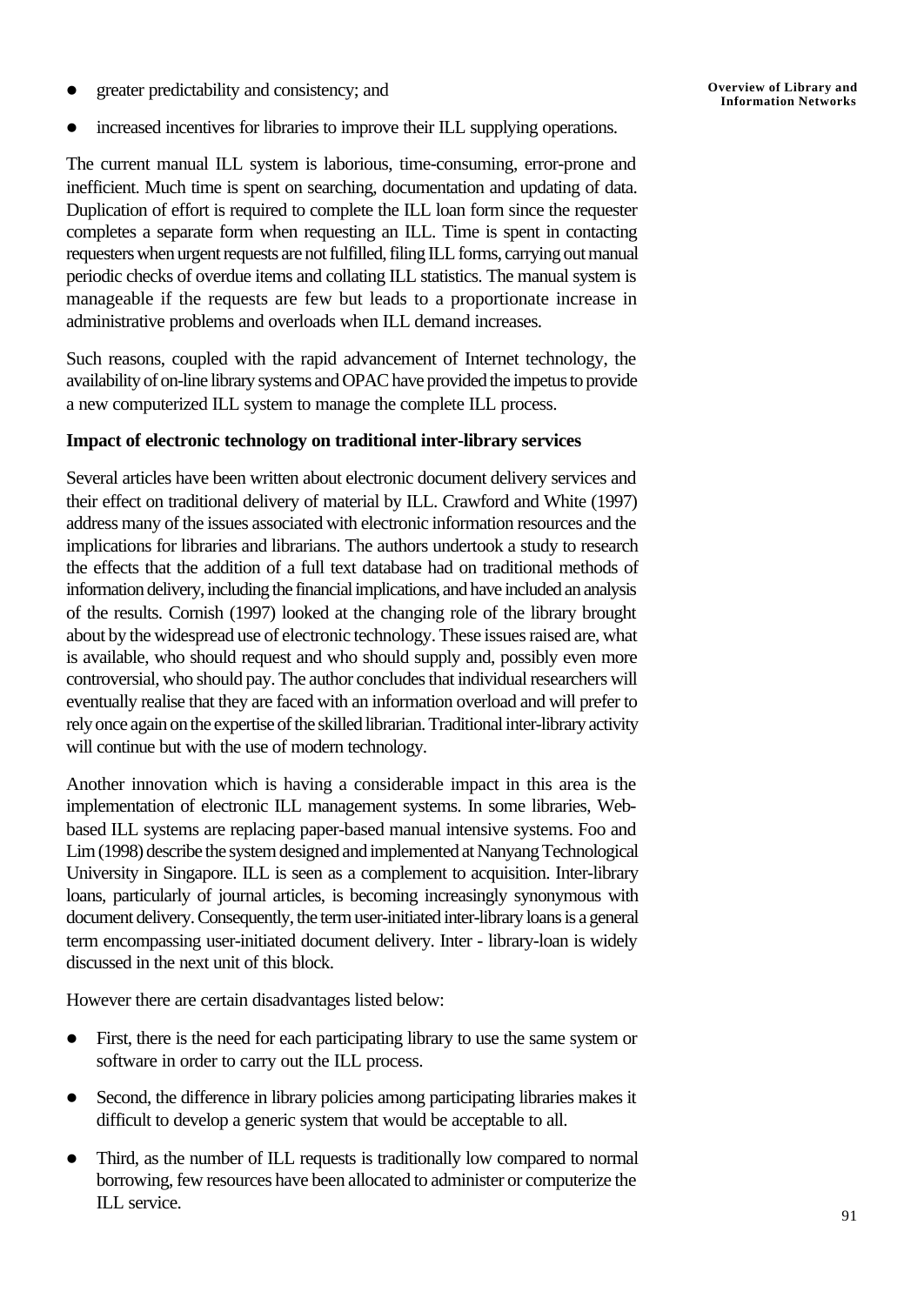- greater predictability and consistency; and
- increased incentives for libraries to improve their ILL supplying operations.

The current manual ILL system is laborious, time-consuming, error-prone and inefficient. Much time is spent on searching, documentation and updating of data. Duplication of effort is required to complete the ILL loan form since the requester completes a separate form when requesting an ILL. Time is spent in contacting requesters when urgent requests are not fulfilled, filing ILL forms, carrying out manual periodic checks of overdue items and collating ILL statistics. The manual system is manageable if the requests are few but leads to a proportionate increase in administrative problems and overloads when ILL demand increases.

Such reasons, coupled with the rapid advancement of Internet technology, the availability of on-line library systems and OPAC have provided the impetus to provide a new computerized ILL system to manage the complete ILL process.

**Impact of electronic technology on traditional inter-library services**

Several articles have been written about electronic document delivery services and their effect on traditional delivery of material by ILL. Crawford and White (1997) address many of the issues associated with electronic information resources and the implications for libraries and librarians. The authors undertook a study to research the effects that the addition of a full text database had on traditional methods of information delivery, including the financial implications, and have included an analysis of the results. Cornish (1997) looked at the changing role of the library brought about by the widespread use of electronic technology. These issues raised are, what is available, who should request and who should supply and, possibly even more controversial, who should pay. The author concludes that individual researchers will eventually realise that they are faced with an information overload and will prefer to rely once again on the expertise of the skilled librarian. Traditional inter-library activity will continue but with the use of modern technology.

Another innovation which is having a considerable impact in this area is the implementation of electronic ILL management systems. In some libraries, Web-based ILL systems are replacing paper-based manual intensive systems. Foo and Lim (1998) describe the system designed and implemented at Nanyang Technological University in Singapore. ILL is seen as a complement to acquisition. Inter-library loans, particularly of journal articles, is becoming increasingly synonymous with document delivery. Consequently, the term user-initiated inter-library loans is a general term encompassing user-initiated document delivery. Inter - library-loan is widely discussed in the next unit of this block.

However there are certain disadvantages listed below:

- First, there is the need for each participating library to use the same system or software in order to carry out the ILL process.
- Second, the difference in library policies among participating libraries makes it difficult to develop a generic system that would be acceptable to all.
- Third, as the number of ILL requests is traditionally low compared to normal borrowing, few resources have been allocated to administer or computerize the ILL service.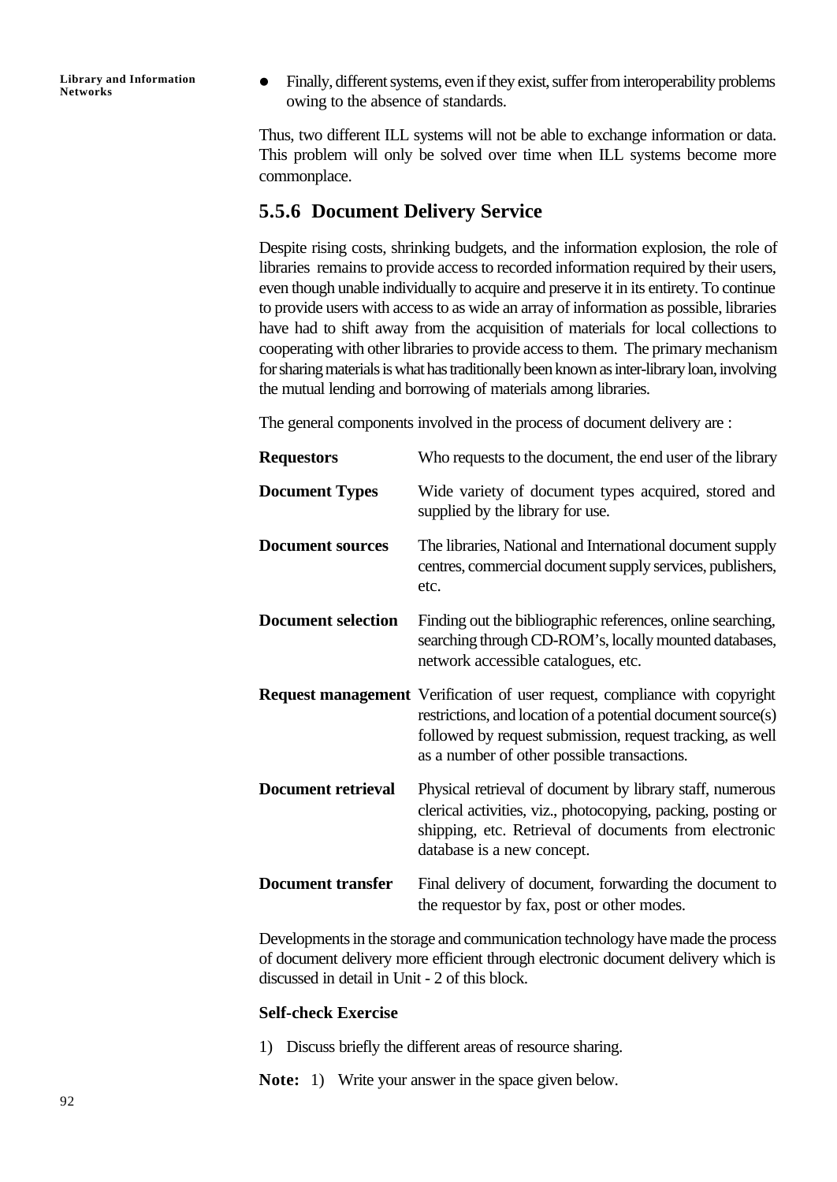- Finally, different systems, even if they exist, suffer from interoperability problems owing to the absence of standards.

Thus, two different ILL systems will not be able to exchange information or data. This problem will only be solved over time when ILL systems become more commonplace.

### 5.5.6 Document Delivery Service

Despite rising costs, shrinking budgets, and the information explosion, the role of libraries remains to provide access to recorded information required by their users, even though unable individually to acquire and preserve it in its entirety. To continue to provide users with access to as wide an array of information as possible, libraries have had to shift away from the acquisition of materials for local collections to cooperating with other libraries to provide access to them. The primary mechanism for sharing materials is what has traditionally been known as inter-library loan, involving the mutual lending and borrowing of materials among libraries.

The general components involved in the process of document delivery are :

| | |
|---|---|
| **Requestors** | Who requests to the document, the end user of the library |
| **Document Types** | Wide variety of document types acquired, stored and supplied by the library for use. |
| **Document sources** | The libraries, National and International document supply centres, commercial document supply services, publishers, etc. |
| **Document selection** | Finding out the bibliographic references, online searching, searching through CD-ROM's, locally mounted databases, network accessible catalogues, etc. |
| **Request management** | Verification of user request, compliance with copyright restrictions, and location of a potential document source(s) followed by request submission, request tracking, as well as a number of other possible transactions. |
| **Document retrieval** | Physical retrieval of document by library staff, numerous clerical activities, viz., photocopying, packing, posting or shipping, etc. Retrieval of documents from electronic database is a new concept. |
| **Document transfer** | Final delivery of document, forwarding the document to the requestor by fax, post or other modes. |

Developments in the storage and communication technology have made the process of document delivery more efficient through electronic document delivery which is discussed in detail in Unit - 2 of this block.

**Self-check Exercise**

1) Discuss briefly the different areas of resource sharing.

**Note:** 1) Write your answer in the space given below.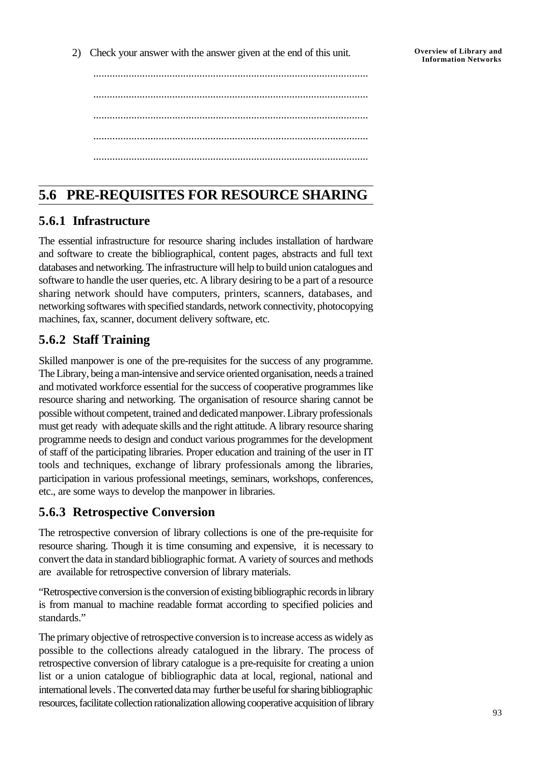2) Check your answer with the answer given at the end of this unit.

....................................................................................................

....................................................................................................

....................................................................................................

....................................................................................................

....................................................................................................

## 5.6 PRE-REQUISITES FOR RESOURCE SHARING

### 5.6.1 Infrastructure

The essential infrastructure for resource sharing includes installation of hardware and software to create the bibliographical, content pages, abstracts and full text databases and networking. The infrastructure will help to build union catalogues and software to handle the user queries, etc. A library desiring to be a part of a resource sharing network should have computers, printers, scanners, databases, and networking softwares with specified standards, network connectivity, photocopying machines, fax, scanner, document delivery software, etc.

### 5.6.2 Staff Training

Skilled manpower is one of the pre-requisites for the success of any programme. The Library, being a man-intensive and service oriented organisation, needs a trained and motivated workforce essential for the success of cooperative programmes like resource sharing and networking. The organisation of resource sharing cannot be possible without competent, trained and dedicated manpower. Library professionals must get ready with adequate skills and the right attitude. A library resource sharing programme needs to design and conduct various programmes for the development of staff of the participating libraries. Proper education and training of the user in IT tools and techniques, exchange of library professionals among the libraries, participation in various professional meetings, seminars, workshops, conferences, etc., are some ways to develop the manpower in libraries.

### 5.6.3 Retrospective Conversion

The retrospective conversion of library collections is one of the pre-requisite for resource sharing. Though it is time consuming and expensive, it is necessary to convert the data in standard bibliographic format. A variety of sources and methods are available for retrospective conversion of library materials.

"Retrospective conversion is the conversion of existing bibliographic records in library is from manual to machine readable format according to specified policies and standards."

The primary objective of retrospective conversion is to increase access as widely as possible to the collections already catalogued in the library. The process of retrospective conversion of library catalogue is a pre-requisite for creating a union list or a union catalogue of bibliographic data at local, regional, national and international levels . The converted data may further be useful for sharing bibliographic resources, facilitate collection rationalization allowing cooperative acquisition of library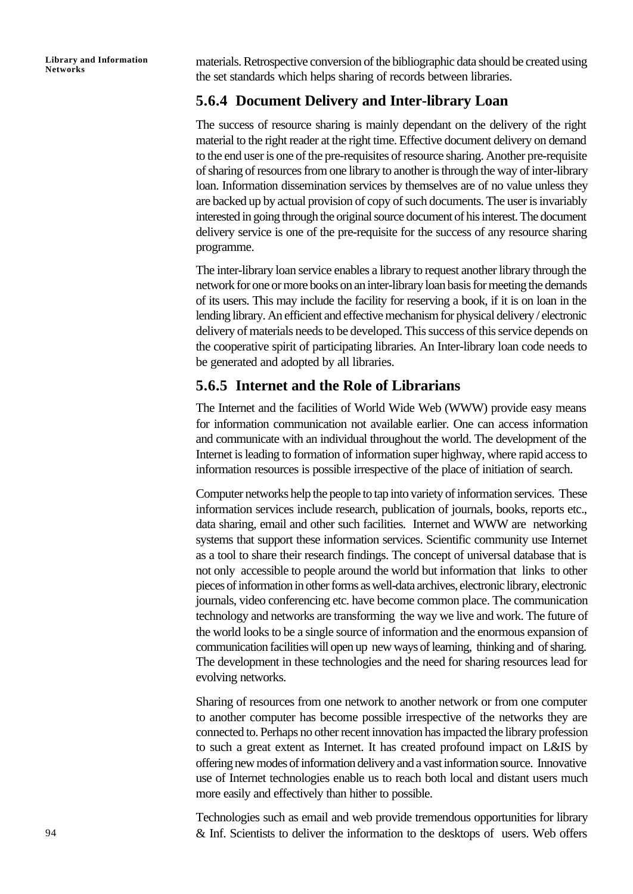materials. Retrospective conversion of the bibliographic data should be created using the set standards which helps sharing of records between libraries.

### 5.6.4 Document Delivery and Inter-library Loan

The success of resource sharing is mainly dependant on the delivery of the right material to the right reader at the right time. Effective document delivery on demand to the end user is one of the pre-requisites of resource sharing. Another pre-requisite of sharing of resources from one library to another is through the way of inter-library loan. Information dissemination services by themselves are of no value unless they are backed up by actual provision of copy of such documents. The user is invariably interested in going through the original source document of his interest. The document delivery service is one of the pre-requisite for the success of any resource sharing programme.

The inter-library loan service enables a library to request another library through the network for one or more books on an inter-library loan basis for meeting the demands of its users. This may include the facility for reserving a book, if it is on loan in the lending library. An efficient and effective mechanism for physical delivery / electronic delivery of materials needs to be developed. This success of this service depends on the cooperative spirit of participating libraries. An Inter-library loan code needs to be generated and adopted by all libraries.

### 5.6.5 Internet and the Role of Librarians

The Internet and the facilities of World Wide Web (WWW) provide easy means for information communication not available earlier. One can access information and communicate with an individual throughout the world. The development of the Internet is leading to formation of information super highway, where rapid access to information resources is possible irrespective of the place of initiation of search.

Computer networks help the people to tap into variety of information services. These information services include research, publication of journals, books, reports etc., data sharing, email and other such facilities. Internet and WWW are networking systems that support these information services. Scientific community use Internet as a tool to share their research findings. The concept of universal database that is not only accessible to people around the world but information that links to other pieces of information in other forms as well-data archives, electronic library, electronic journals, video conferencing etc. have become common place. The communication technology and networks are transforming the way we live and work. The future of the world looks to be a single source of information and the enormous expansion of communication facilities will open up new ways of learning, thinking and of sharing. The development in these technologies and the need for sharing resources lead for evolving networks.

Sharing of resources from one network to another network or from one computer to another computer has become possible irrespective of the networks they are connected to. Perhaps no other recent innovation has impacted the library profession to such a great extent as Internet. It has created profound impact on L&IS by offering new modes of information delivery and a vast information source. Innovative use of Internet technologies enable us to reach both local and distant users much more easily and effectively than hither to possible.

Technologies such as email and web provide tremendous opportunities for library & Inf. Scientists to deliver the information to the desktops of users. Web offers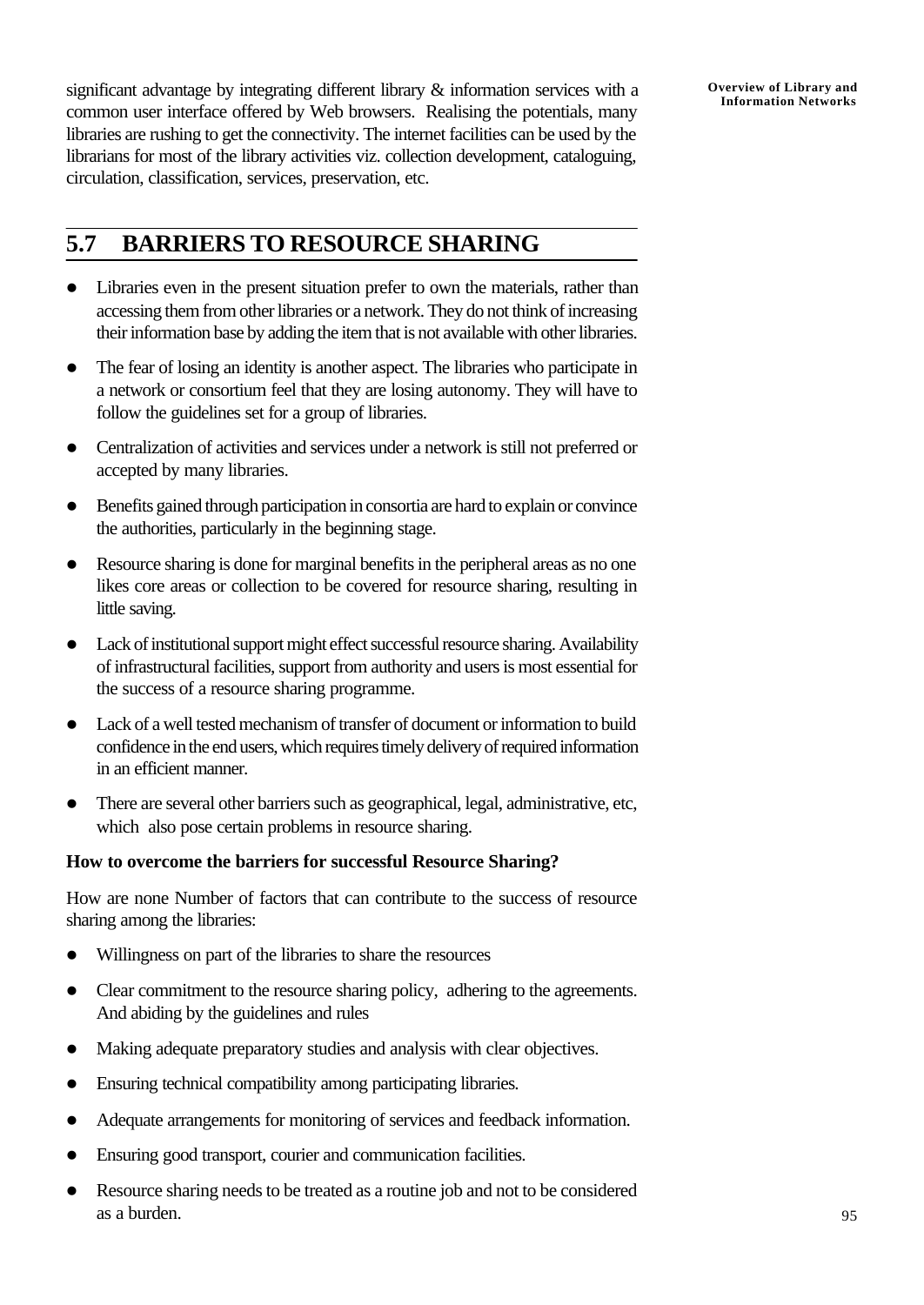significant advantage by integrating different library & information services with a common user interface offered by Web browsers. Realising the potentials, many libraries are rushing to get the connectivity. The internet facilities can be used by the librarians for most of the library activities viz. collection development, cataloguing, circulation, classification, services, preservation, etc.

## 5.7 BARRIERS TO RESOURCE SHARING

- Libraries even in the present situation prefer to own the materials, rather than accessing them from other libraries or a network. They do not think of increasing their information base by adding the item that is not available with other libraries.
- The fear of losing an identity is another aspect. The libraries who participate in a network or consortium feel that they are losing autonomy. They will have to follow the guidelines set for a group of libraries.
- Centralization of activities and services under a network is still not preferred or accepted by many libraries.
- Benefits gained through participation in consortia are hard to explain or convince the authorities, particularly in the beginning stage.
- Resource sharing is done for marginal benefits in the peripheral areas as no one likes core areas or collection to be covered for resource sharing, resulting in little saving.
- Lack of institutional support might effect successful resource sharing. Availability of infrastructural facilities, support from authority and users is most essential for the success of a resource sharing programme.
- Lack of a well tested mechanism of transfer of document or information to build confidence in the end users, which requires timely delivery of required information in an efficient manner.
- There are several other barriers such as geographical, legal, administrative, etc, which also pose certain problems in resource sharing.

**How to overcome the barriers for successful Resource Sharing?**

How are none Number of factors that can contribute to the success of resource sharing among the libraries:

- Willingness on part of the libraries to share the resources
- Clear commitment to the resource sharing policy, adhering to the agreements. And abiding by the guidelines and rules
- Making adequate preparatory studies and analysis with clear objectives.
- Ensuring technical compatibility among participating libraries.
- Adequate arrangements for monitoring of services and feedback information.
- Ensuring good transport, courier and communication facilities.
- Resource sharing needs to be treated as a routine job and not to be considered as a burden.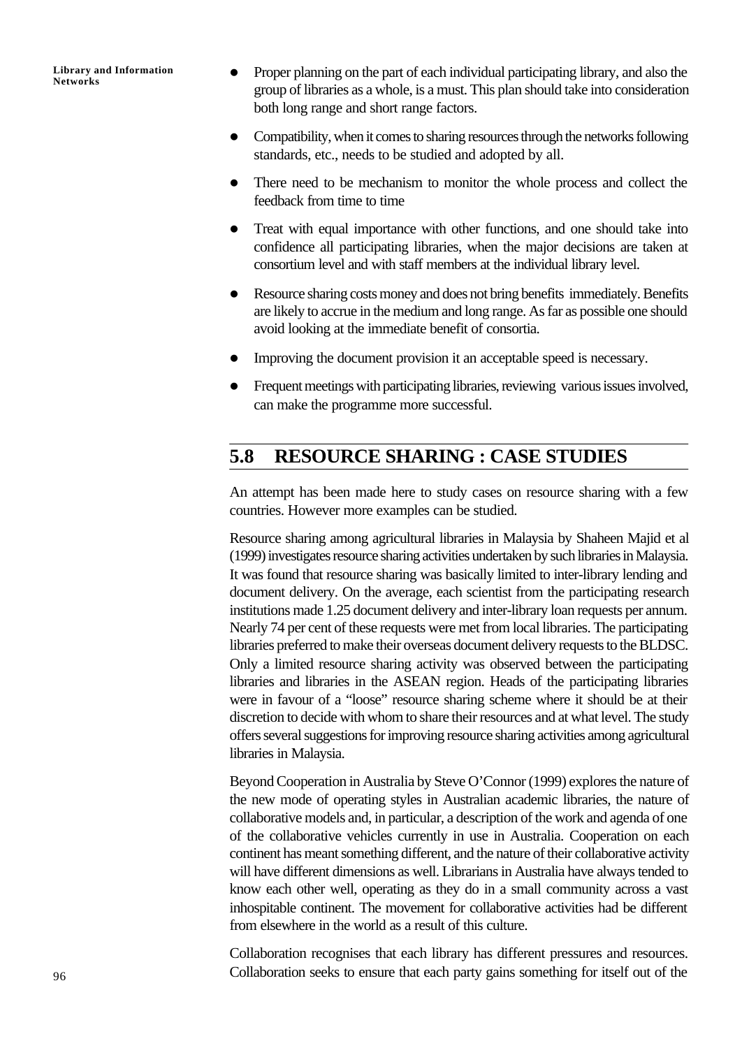- Proper planning on the part of each individual participating library, and also the group of libraries as a whole, is a must. This plan should take into consideration both long range and short range factors.
- Compatibility, when it comes to sharing resources through the networks following standards, etc., needs to be studied and adopted by all.
- There need to be mechanism to monitor the whole process and collect the feedback from time to time
- Treat with equal importance with other functions, and one should take into confidence all participating libraries, when the major decisions are taken at consortium level and with staff members at the individual library level.
- Resource sharing costs money and does not bring benefits immediately. Benefits are likely to accrue in the medium and long range. As far as possible one should avoid looking at the immediate benefit of consortia.
- Improving the document provision it an acceptable speed is necessary.
- Frequent meetings with participating libraries, reviewing various issues involved, can make the programme more successful.

## 5.8 RESOURCE SHARING : CASE STUDIES

An attempt has been made here to study cases on resource sharing with a few countries. However more examples can be studied.

Resource sharing among agricultural libraries in Malaysia by Shaheen Majid et al (1999) investigates resource sharing activities undertaken by such libraries in Malaysia. It was found that resource sharing was basically limited to inter-library lending and document delivery. On the average, each scientist from the participating research institutions made 1.25 document delivery and inter-library loan requests per annum. Nearly 74 per cent of these requests were met from local libraries. The participating libraries preferred to make their overseas document delivery requests to the BLDSC. Only a limited resource sharing activity was observed between the participating libraries and libraries in the ASEAN region. Heads of the participating libraries were in favour of a "loose" resource sharing scheme where it should be at their discretion to decide with whom to share their resources and at what level. The study offers several suggestions for improving resource sharing activities among agricultural libraries in Malaysia.

Beyond Cooperation in Australia by Steve O'Connor (1999) explores the nature of the new mode of operating styles in Australian academic libraries, the nature of collaborative models and, in particular, a description of the work and agenda of one of the collaborative vehicles currently in use in Australia. Cooperation on each continent has meant something different, and the nature of their collaborative activity will have different dimensions as well. Librarians in Australia have always tended to know each other well, operating as they do in a small community across a vast inhospitable continent. The movement for collaborative activities had be different from elsewhere in the world as a result of this culture.

Collaboration recognises that each library has different pressures and resources. Collaboration seeks to ensure that each party gains something for itself out of the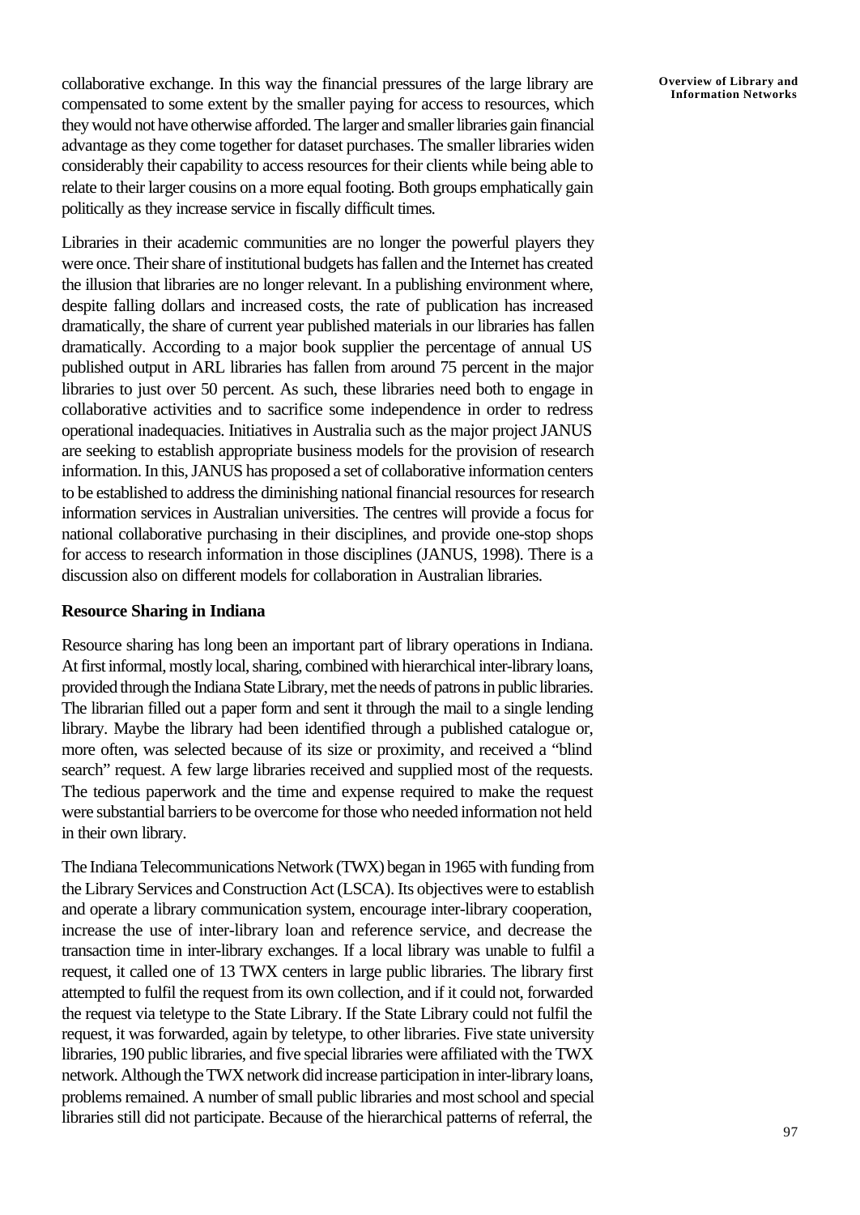collaborative exchange. In this way the financial pressures of the large library are compensated to some extent by the smaller paying for access to resources, which they would not have otherwise afforded. The larger and smaller libraries gain financial advantage as they come together for dataset purchases. The smaller libraries widen considerably their capability to access resources for their clients while being able to relate to their larger cousins on a more equal footing. Both groups emphatically gain politically as they increase service in fiscally difficult times.

Libraries in their academic communities are no longer the powerful players they were once. Their share of institutional budgets has fallen and the Internet has created the illusion that libraries are no longer relevant. In a publishing environment where, despite falling dollars and increased costs, the rate of publication has increased dramatically, the share of current year published materials in our libraries has fallen dramatically. According to a major book supplier the percentage of annual US published output in ARL libraries has fallen from around 75 percent in the major libraries to just over 50 percent. As such, these libraries need both to engage in collaborative activities and to sacrifice some independence in order to redress operational inadequacies. Initiatives in Australia such as the major project JANUS are seeking to establish appropriate business models for the provision of research information. In this, JANUS has proposed a set of collaborative information centers to be established to address the diminishing national financial resources for research information services in Australian universities. The centres will provide a focus for national collaborative purchasing in their disciplines, and provide one-stop shops for access to research information in those disciplines (JANUS, 1998). There is a discussion also on different models for collaboration in Australian libraries.

**Resource Sharing in Indiana**

Resource sharing has long been an important part of library operations in Indiana. At first informal, mostly local, sharing, combined with hierarchical inter-library loans, provided through the Indiana State Library, met the needs of patrons in public libraries. The librarian filled out a paper form and sent it through the mail to a single lending library. Maybe the library had been identified through a published catalogue or, more often, was selected because of its size or proximity, and received a "blind search" request. A few large libraries received and supplied most of the requests. The tedious paperwork and the time and expense required to make the request were substantial barriers to be overcome for those who needed information not held in their own library.

The Indiana Telecommunications Network (TWX) began in 1965 with funding from the Library Services and Construction Act (LSCA). Its objectives were to establish and operate a library communication system, encourage inter-library cooperation, increase the use of inter-library loan and reference service, and decrease the transaction time in inter-library exchanges. If a local library was unable to fulfil a request, it called one of 13 TWX centers in large public libraries. The library first attempted to fulfil the request from its own collection, and if it could not, forwarded the request via teletype to the State Library. If the State Library could not fulfil the request, it was forwarded, again by teletype, to other libraries. Five state university libraries, 190 public libraries, and five special libraries were affiliated with the TWX network. Although the TWX network did increase participation in inter-library loans, problems remained. A number of small public libraries and most school and special libraries still did not participate. Because of the hierarchical patterns of referral, the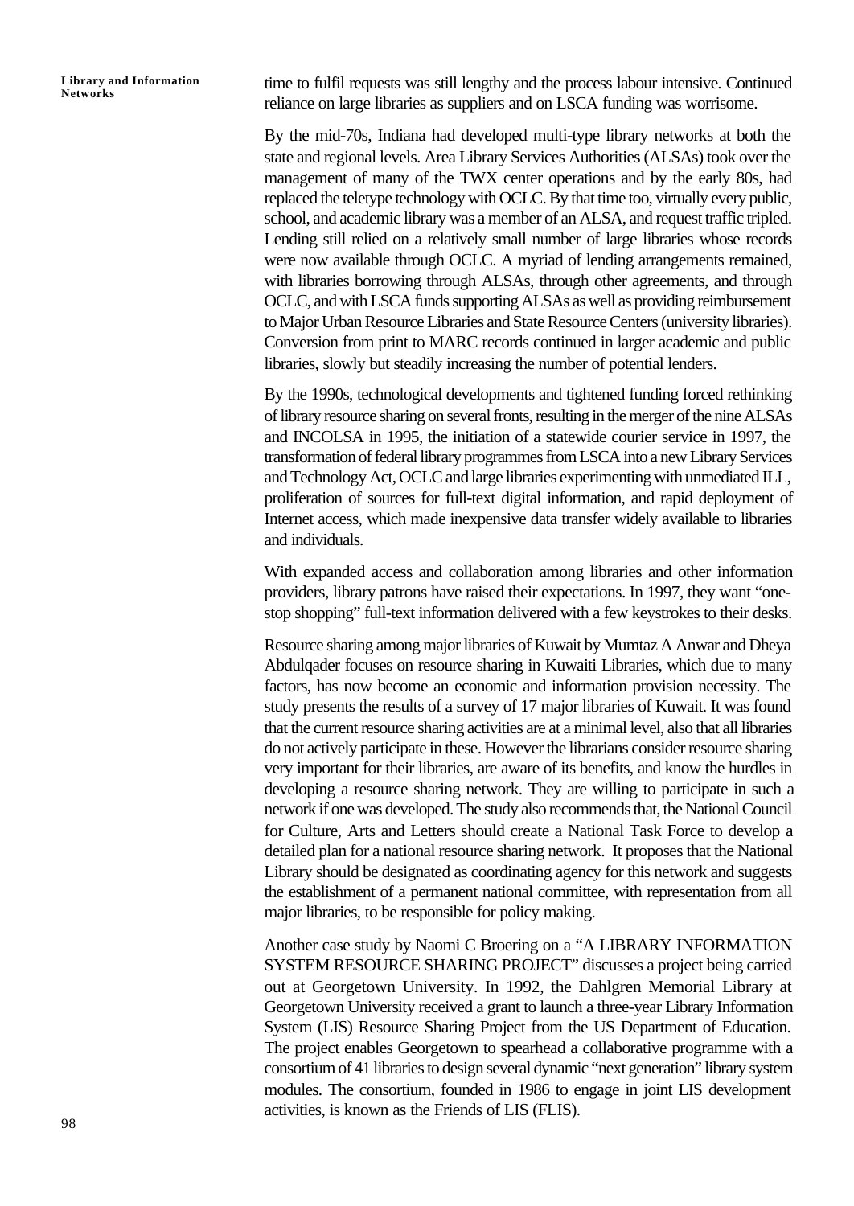time to fulfil requests was still lengthy and the process labour intensive. Continued reliance on large libraries as suppliers and on LSCA funding was worrisome.

By the mid-70s, Indiana had developed multi-type library networks at both the state and regional levels. Area Library Services Authorities (ALSAs) took over the management of many of the TWX center operations and by the early 80s, had replaced the teletype technology with OCLC. By that time too, virtually every public, school, and academic library was a member of an ALSA, and request traffic tripled. Lending still relied on a relatively small number of large libraries whose records were now available through OCLC. A myriad of lending arrangements remained, with libraries borrowing through ALSAs, through other agreements, and through OCLC, and with LSCA funds supporting ALSAs as well as providing reimbursement to Major Urban Resource Libraries and State Resource Centers (university libraries). Conversion from print to MARC records continued in larger academic and public libraries, slowly but steadily increasing the number of potential lenders.

By the 1990s, technological developments and tightened funding forced rethinking of library resource sharing on several fronts, resulting in the merger of the nine ALSAs and INCOLSA in 1995, the initiation of a statewide courier service in 1997, the transformation of federal library programmes from LSCA into a new Library Services and Technology Act, OCLC and large libraries experimenting with unmediated ILL, proliferation of sources for full-text digital information, and rapid deployment of Internet access, which made inexpensive data transfer widely available to libraries and individuals.

With expanded access and collaboration among libraries and other information providers, library patrons have raised their expectations. In 1997, they want "one-stop shopping" full-text information delivered with a few keystrokes to their desks.

Resource sharing among major libraries of Kuwait by Mumtaz A Anwar and Dheya Abdulqader focuses on resource sharing in Kuwaiti Libraries, which due to many factors, has now become an economic and information provision necessity. The study presents the results of a survey of 17 major libraries of Kuwait. It was found that the current resource sharing activities are at a minimal level, also that all libraries do not actively participate in these. However the librarians consider resource sharing very important for their libraries, are aware of its benefits, and know the hurdles in developing a resource sharing network. They are willing to participate in such a network if one was developed. The study also recommends that, the National Council for Culture, Arts and Letters should create a National Task Force to develop a detailed plan for a national resource sharing network. It proposes that the National Library should be designated as coordinating agency for this network and suggests the establishment of a permanent national committee, with representation from all major libraries, to be responsible for policy making.

Another case study by Naomi C Broering on a "A LIBRARY INFORMATION SYSTEM RESOURCE SHARING PROJECT" discusses a project being carried out at Georgetown University. In 1992, the Dahlgren Memorial Library at Georgetown University received a grant to launch a three-year Library Information System (LIS) Resource Sharing Project from the US Department of Education. The project enables Georgetown to spearhead a collaborative programme with a consortium of 41 libraries to design several dynamic "next generation" library system modules. The consortium, founded in 1986 to engage in joint LIS development activities, is known as the Friends of LIS (FLIS).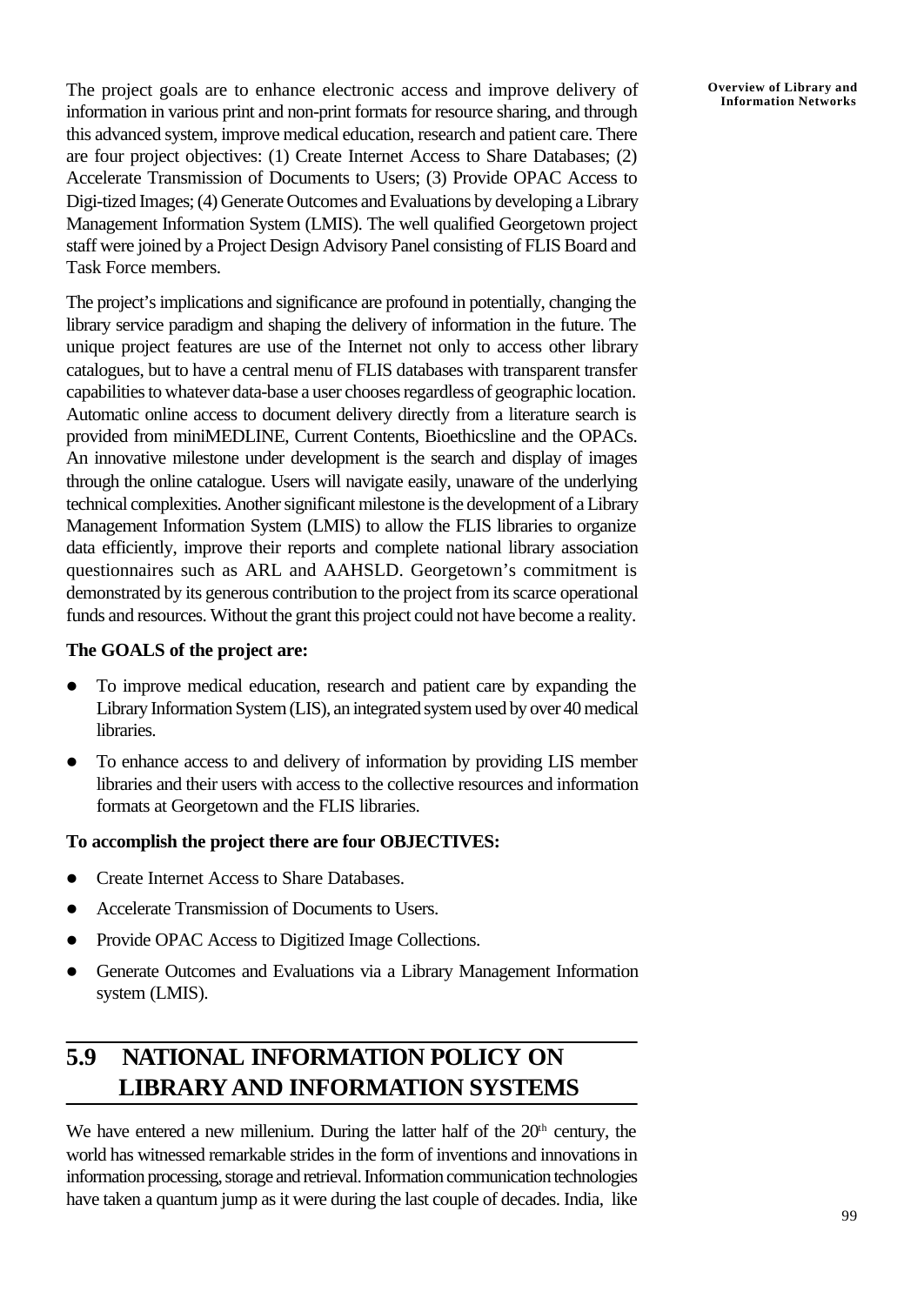The project goals are to enhance electronic access and improve delivery of information in various print and non-print formats for resource sharing, and through this advanced system, improve medical education, research and patient care. There are four project objectives: (1) Create Internet Access to Share Databases; (2) Accelerate Transmission of Documents to Users; (3) Provide OPAC Access to Digi-tized Images; (4) Generate Outcomes and Evaluations by developing a Library Management Information System (LMIS). The well qualified Georgetown project staff were joined by a Project Design Advisory Panel consisting of FLIS Board and Task Force members.

The project's implications and significance are profound in potentially, changing the library service paradigm and shaping the delivery of information in the future. The unique project features are use of the Internet not only to access other library catalogues, but to have a central menu of FLIS databases with transparent transfer capabilities to whatever data-base a user chooses regardless of geographic location. Automatic online access to document delivery directly from a literature search is provided from miniMEDLINE, Current Contents, Bioethicsline and the OPACs. An innovative milestone under development is the search and display of images through the online catalogue. Users will navigate easily, unaware of the underlying technical complexities. Another significant milestone is the development of a Library Management Information System (LMIS) to allow the FLIS libraries to organize data efficiently, improve their reports and complete national library association questionnaires such as ARL and AAHSLD. Georgetown's commitment is demonstrated by its generous contribution to the project from its scarce operational funds and resources. Without the grant this project could not have become a reality.

**The GOALS of the project are:**

- To improve medical education, research and patient care by expanding the Library Information System (LIS), an integrated system used by over 40 medical libraries.
- To enhance access to and delivery of information by providing LIS member libraries and their users with access to the collective resources and information formats at Georgetown and the FLIS libraries.

**To accomplish the project there are four OBJECTIVES:**

- Create Internet Access to Share Databases.
- Accelerate Transmission of Documents to Users.
- Provide OPAC Access to Digitized Image Collections.
- Generate Outcomes and Evaluations via a Library Management Information system (LMIS).

## 5.9 NATIONAL INFORMATION POLICY ON LIBRARY AND INFORMATION SYSTEMS

We have entered a new millenium. During the latter half of the 20th century, the world has witnessed remarkable strides in the form of inventions and innovations in information processing, storage and retrieval. Information communication technologies have taken a quantum jump as it were during the last couple of decades. India, like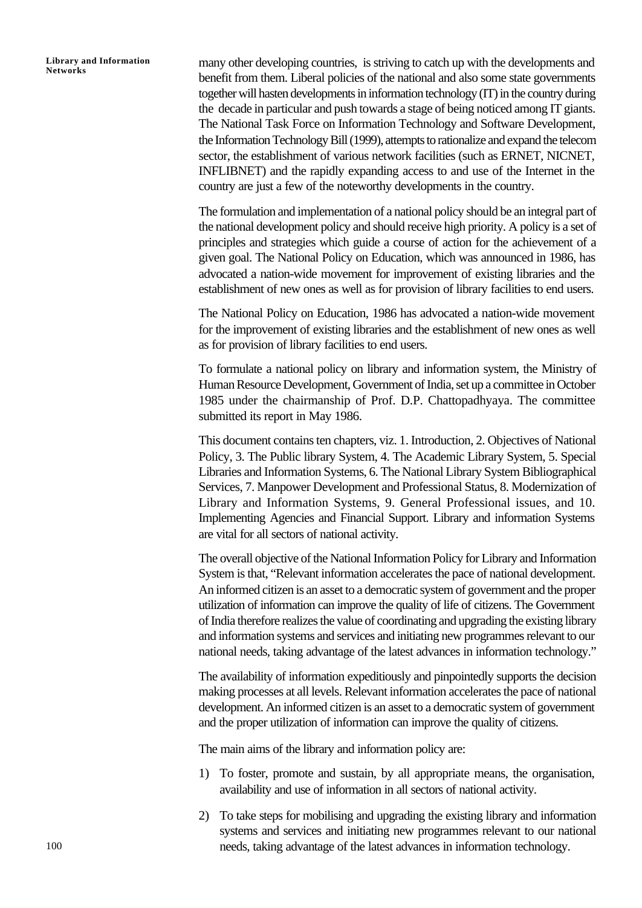many other developing countries, is striving to catch up with the developments and benefit from them. Liberal policies of the national and also some state governments together will hasten developments in information technology (IT) in the country during the decade in particular and push towards a stage of being noticed among IT giants. The National Task Force on Information Technology and Software Development, the Information Technology Bill (1999), attempts to rationalize and expand the telecom sector, the establishment of various network facilities (such as ERNET, NICNET, INFLIBNET) and the rapidly expanding access to and use of the Internet in the country are just a few of the noteworthy developments in the country.

The formulation and implementation of a national policy should be an integral part of the national development policy and should receive high priority. A policy is a set of principles and strategies which guide a course of action for the achievement of a given goal. The National Policy on Education, which was announced in 1986, has advocated a nation-wide movement for improvement of existing libraries and the establishment of new ones as well as for provision of library facilities to end users.

The National Policy on Education, 1986 has advocated a nation-wide movement for the improvement of existing libraries and the establishment of new ones as well as for provision of library facilities to end users.

To formulate a national policy on library and information system, the Ministry of Human Resource Development, Government of India, set up a committee in October 1985 under the chairmanship of Prof. D.P. Chattopadhyaya. The committee submitted its report in May 1986.

This document contains ten chapters, viz. 1. Introduction, 2. Objectives of National Policy, 3. The Public library System, 4. The Academic Library System, 5. Special Libraries and Information Systems, 6. The National Library System Bibliographical Services, 7. Manpower Development and Professional Status, 8. Modernization of Library and Information Systems, 9. General Professional issues, and 10. Implementing Agencies and Financial Support. Library and information Systems are vital for all sectors of national activity.

The overall objective of the National Information Policy for Library and Information System is that, "Relevant information accelerates the pace of national development. An informed citizen is an asset to a democratic system of government and the proper utilization of information can improve the quality of life of citizens. The Government of India therefore realizes the value of coordinating and upgrading the existing library and information systems and services and initiating new programmes relevant to our national needs, taking advantage of the latest advances in information technology."

The availability of information expeditiously and pinpointedly supports the decision making processes at all levels. Relevant information accelerates the pace of national development. An informed citizen is an asset to a democratic system of government and the proper utilization of information can improve the quality of citizens.

The main aims of the library and information policy are:

1) To foster, promote and sustain, by all appropriate means, the organisation, availability and use of information in all sectors of national activity.

2) To take steps for mobilising and upgrading the existing library and information systems and services and initiating new programmes relevant to our national needs, taking advantage of the latest advances in information technology.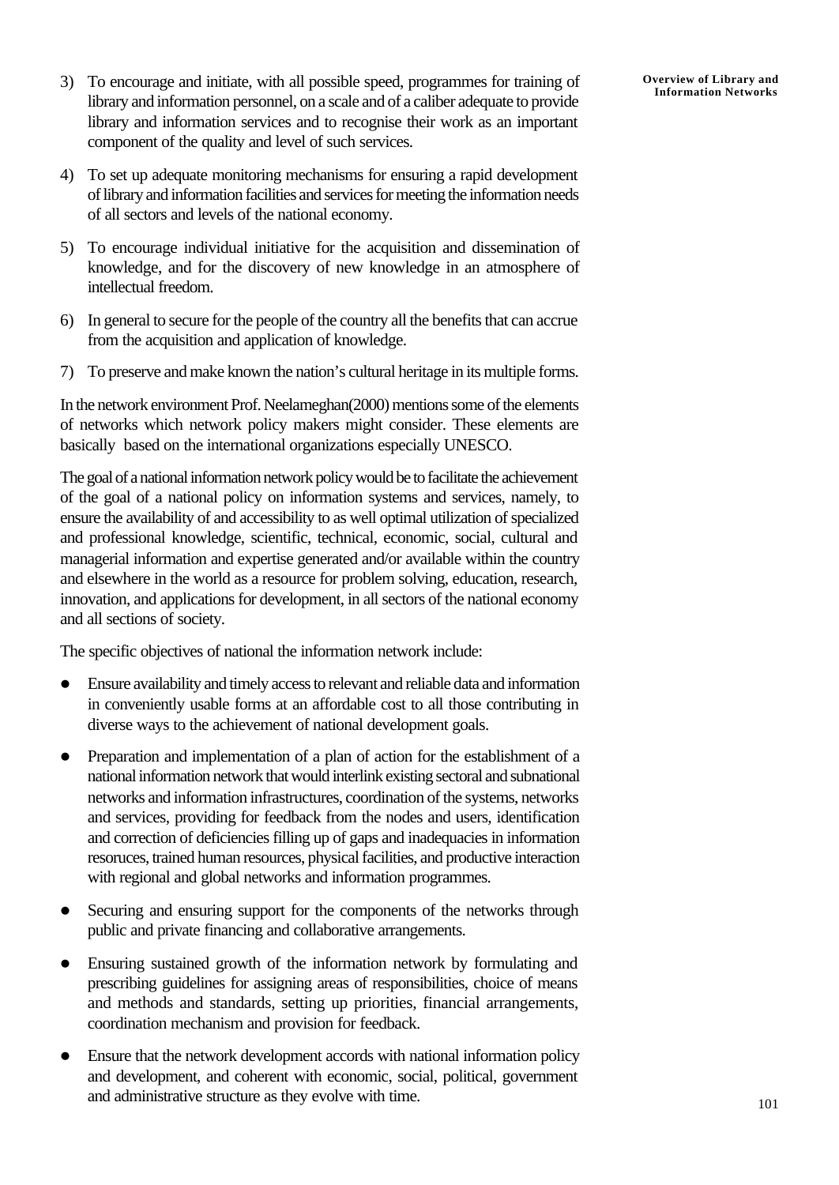3) To encourage and initiate, with all possible speed, programmes for training of library and information personnel, on a scale and of a caliber adequate to provide library and information services and to recognise their work as an important component of the quality and level of such services.

4) To set up adequate monitoring mechanisms for ensuring a rapid development of library and information facilities and services for meeting the information needs of all sectors and levels of the national economy.

5) To encourage individual initiative for the acquisition and dissemination of knowledge, and for the discovery of new knowledge in an atmosphere of intellectual freedom.

6) In general to secure for the people of the country all the benefits that can accrue from the acquisition and application of knowledge.

7) To preserve and make known the nation's cultural heritage in its multiple forms.

In the network environment Prof. Neelameghan(2000) mentions some of the elements of networks which network policy makers might consider. These elements are basically based on the international organizations especially UNESCO.

The goal of a national information network policy would be to facilitate the achievement of the goal of a national policy on information systems and services, namely, to ensure the availability of and accessibility to as well optimal utilization of specialized and professional knowledge, scientific, technical, economic, social, cultural and managerial information and expertise generated and/or available within the country and elsewhere in the world as a resource for problem solving, education, research, innovation, and applications for development, in all sectors of the national economy and all sections of society.

The specific objectives of national the information network include:

- Ensure availability and timely access to relevant and reliable data and information in conveniently usable forms at an affordable cost to all those contributing in diverse ways to the achievement of national development goals.
- Preparation and implementation of a plan of action for the establishment of a national information network that would interlink existing sectoral and subnational networks and information infrastructures, coordination of the systems, networks and services, providing for feedback from the nodes and users, identification and correction of deficiencies filling up of gaps and inadequacies in information resouces, trained human resources, physical facilities, and productive interaction with regional and global networks and information programmes.
- Securing and ensuring support for the components of the networks through public and private financing and collaborative arrangements.
- Ensuring sustained growth of the information network by formulating and prescribing guidelines for assigning areas of responsibilities, choice of means and methods and standards, setting up priorities, financial arrangements, coordination mechanism and provision for feedback.
- Ensure that the network development accords with national information policy and development, and coherent with economic, social, political, government and administrative structure as they evolve with time.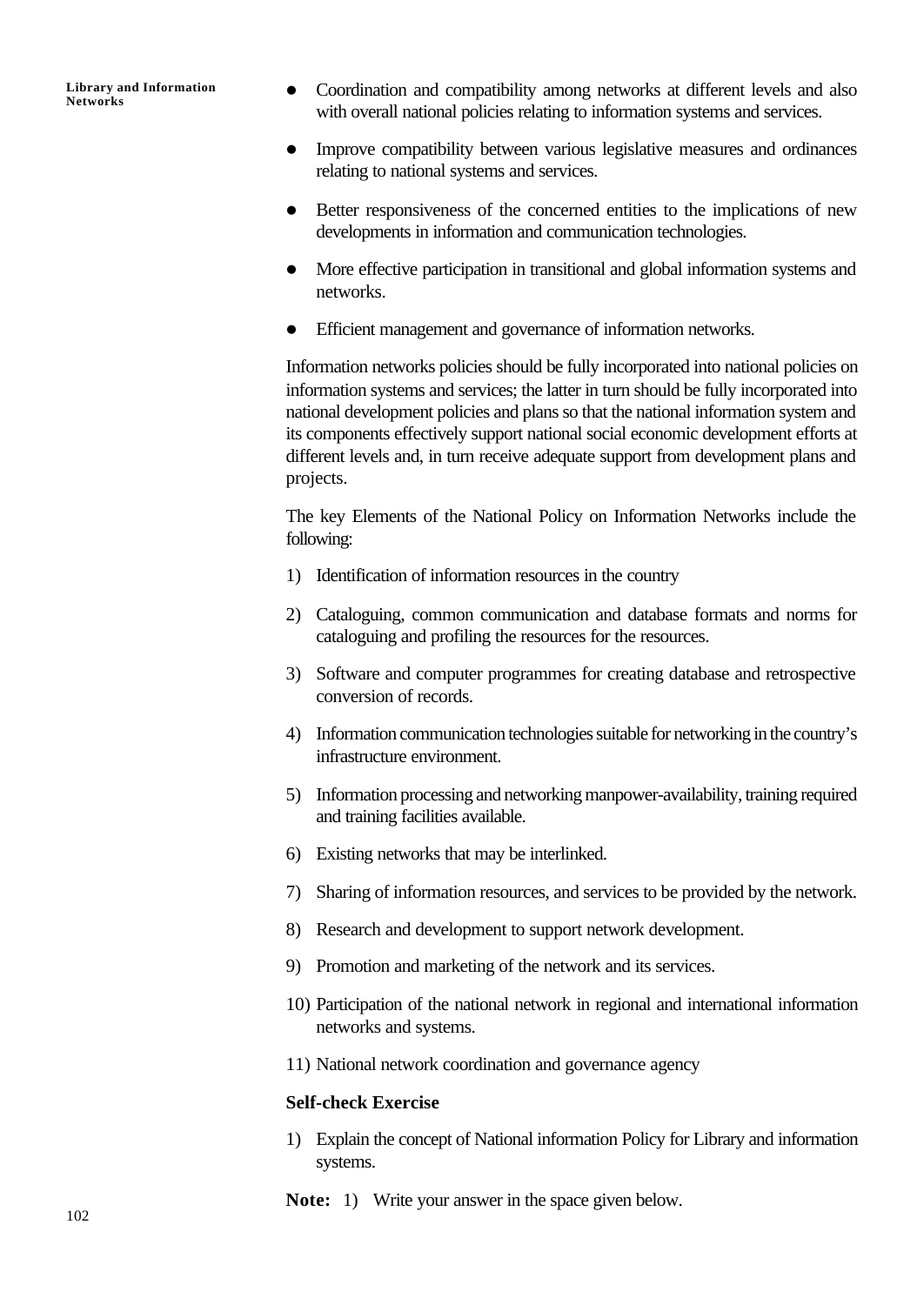- Coordination and compatibility among networks at different levels and also with overall national policies relating to information systems and services.
- Improve compatibility between various legislative measures and ordinances relating to national systems and services.
- Better responsiveness of the concerned entities to the implications of new developments in information and communication technologies.
- More effective participation in transitional and global information systems and networks.
- Efficient management and governance of information networks.

Information networks policies should be fully incorporated into national policies on information systems and services; the latter in turn should be fully incorporated into national development policies and plans so that the national information system and its components effectively support national social economic development efforts at different levels and, in turn receive adequate support from development plans and projects.

The key Elements of the National Policy on Information Networks include the following:

1) Identification of information resources in the country
2) Cataloguing, common communication and database formats and norms for cataloguing and profiling the resources for the resources.
3) Software and computer programmes for creating database and retrospective conversion of records.
4) Information communication technologies suitable for networking in the country's infrastructure environment.
5) Information processing and networking manpower-availability, training required and training facilities available.
6) Existing networks that may be interlinked.
7) Sharing of information resources, and services to be provided by the network.
8) Research and development to support network development.
9) Promotion and marketing of the network and its services.
10) Participation of the national network in regional and international information networks and systems.
11) National network coordination and governance agency

**Self-check Exercise**

1) Explain the concept of National information Policy for Library and information systems.

**Note:** 1) Write your answer in the space given below.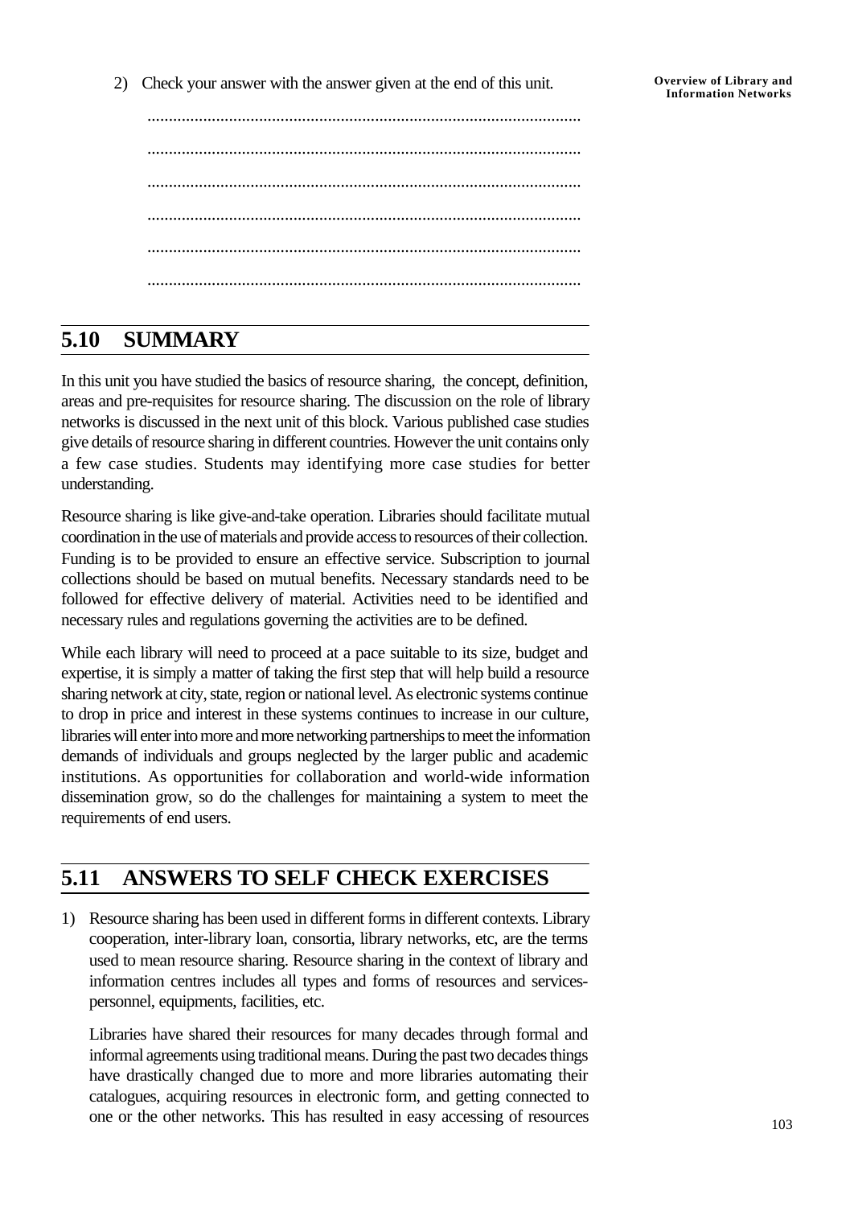2) Check your answer with the answer given at the end of this unit.

.....................................................................................................

.....................................................................................................

.....................................................................................................

.....................................................................................................

.....................................................................................................

.....................................................................................................

## 5.10 SUMMARY

In this unit you have studied the basics of resource sharing, the concept, definition, areas and pre-requisites for resource sharing. The discussion on the role of library networks is discussed in the next unit of this block. Various published case studies give details of resource sharing in different countries. However the unit contains only a few case studies. Students may identifying more case studies for better understanding.

Resource sharing is like give-and-take operation. Libraries should facilitate mutual coordination in the use of materials and provide access to resources of their collection. Funding is to be provided to ensure an effective service. Subscription to journal collections should be based on mutual benefits. Necessary standards need to be followed for effective delivery of material. Activities need to be identified and necessary rules and regulations governing the activities are to be defined.

While each library will need to proceed at a pace suitable to its size, budget and expertise, it is simply a matter of taking the first step that will help build a resource sharing network at city, state, region or national level. As electronic systems continue to drop in price and interest in these systems continues to increase in our culture, libraries will enter into more and more networking partnerships to meet the information demands of individuals and groups neglected by the larger public and academic institutions. As opportunities for collaboration and world-wide information dissemination grow, so do the challenges for maintaining a system to meet the requirements of end users.

## 5.11 ANSWERS TO SELF CHECK EXERCISES

1) Resource sharing has been used in different forms in different contexts. Library cooperation, inter-library loan, consortia, library networks, etc, are the terms used to mean resource sharing. Resource sharing in the context of library and information centres includes all types and forms of resources and services-personnel, equipments, facilities, etc.

   Libraries have shared their resources for many decades through formal and informal agreements using traditional means. During the past two decades things have drastically changed due to more and more libraries automating their catalogues, acquiring resources in electronic form, and getting connected to one or the other networks. This has resulted in easy accessing of resources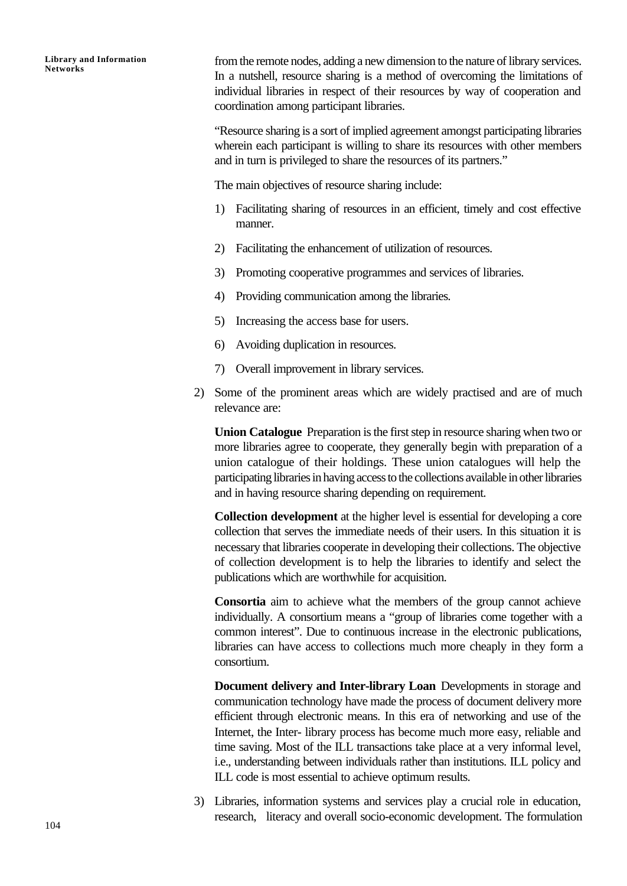from the remote nodes, adding a new dimension to the nature of library services. In a nutshell, resource sharing is a method of overcoming the limitations of individual libraries in respect of their resources by way of cooperation and coordination among participant libraries.

"Resource sharing is a sort of implied agreement amongst participating libraries wherein each participant is willing to share its resources with other members and in turn is privileged to share the resources of its partners."

The main objectives of resource sharing include:

1) Facilitating sharing of resources in an efficient, timely and cost effective manner.
2) Facilitating the enhancement of utilization of resources.
3) Promoting cooperative programmes and services of libraries.
4) Providing communication among the libraries.
5) Increasing the access base for users.
6) Avoiding duplication in resources.
7) Overall improvement in library services.

2) Some of the prominent areas which are widely practised and are of much relevance are:

**Union Catalogue** Preparation is the first step in resource sharing when two or more libraries agree to cooperate, they generally begin with preparation of a union catalogue of their holdings. These union catalogues will help the participating libraries in having access to the collections available in other libraries and in having resource sharing depending on requirement.

**Collection development** at the higher level is essential for developing a core collection that serves the immediate needs of their users. In this situation it is necessary that libraries cooperate in developing their collections. The objective of collection development is to help the libraries to identify and select the publications which are worthwhile for acquisition.

**Consortia** aim to achieve what the members of the group cannot achieve individually. A consortium means a "group of libraries come together with a common interest". Due to continuous increase in the electronic publications, libraries can have access to collections much more cheaply in they form a consortium.

**Document delivery and Inter-library Loan** Developments in storage and communication technology have made the process of document delivery more efficient through electronic means. In this era of networking and use of the Internet, the Inter- library process has become much more easy, reliable and time saving. Most of the ILL transactions take place at a very informal level, i.e., understanding between individuals rather than institutions. ILL policy and ILL code is most essential to achieve optimum results.

3) Libraries, information systems and services play a crucial role in education, research, literacy and overall socio-economic development. The formulation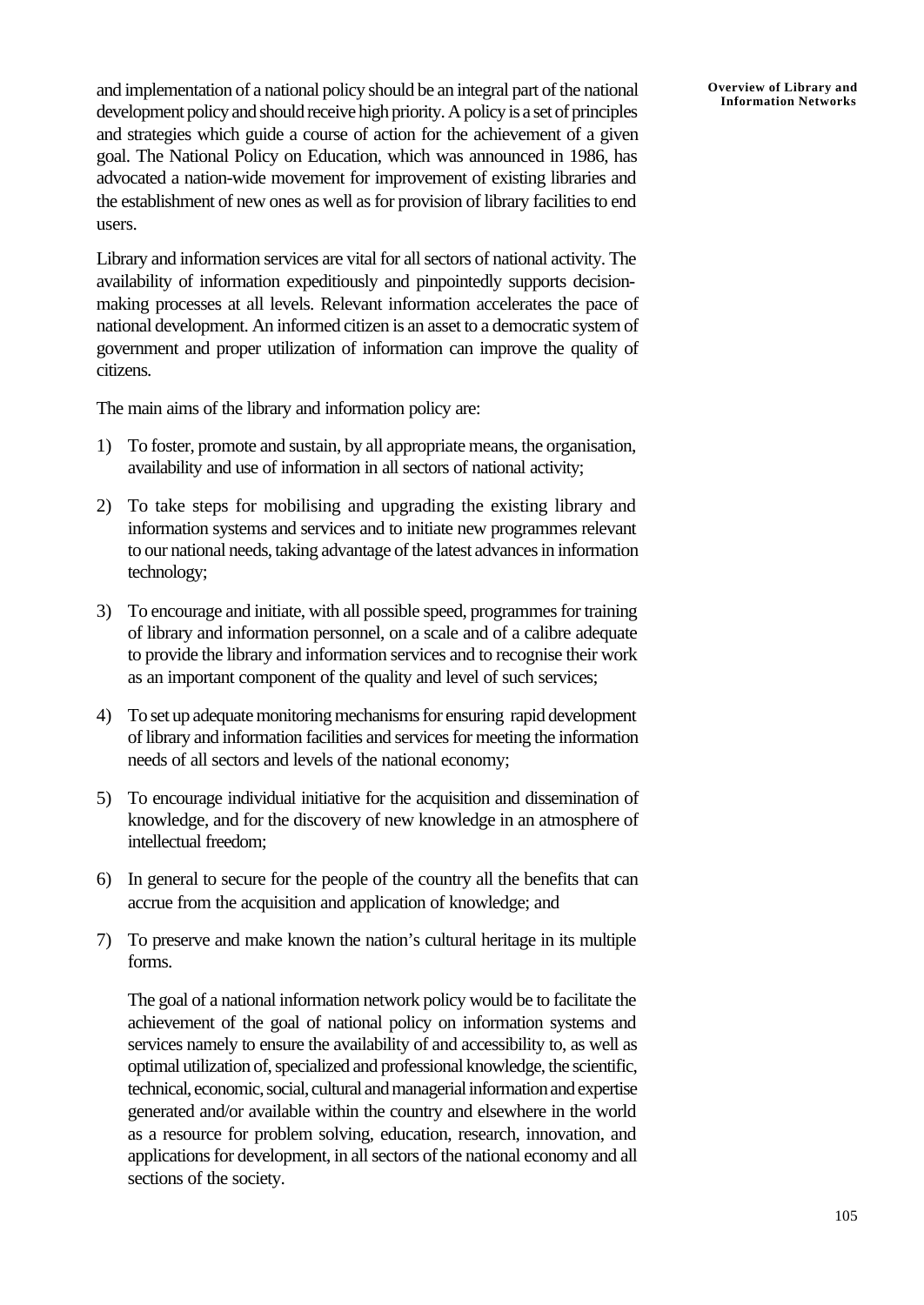and implementation of a national policy should be an integral part of the national development policy and should receive high priority. A policy is a set of principles and strategies which guide a course of action for the achievement of a given goal. The National Policy on Education, which was announced in 1986, has advocated a nation-wide movement for improvement of existing libraries and the establishment of new ones as well as for provision of library facilities to end users.

Library and information services are vital for all sectors of national activity. The availability of information expeditiously and pinpointedly supports decision-making processes at all levels. Relevant information accelerates the pace of national development. An informed citizen is an asset to a democratic system of government and proper utilization of information can improve the quality of citizens.

The main aims of the library and information policy are:

1) To foster, promote and sustain, by all appropriate means, the organisation, availability and use of information in all sectors of national activity;

2) To take steps for mobilising and upgrading the existing library and information systems and services and to initiate new programmes relevant to our national needs, taking advantage of the latest advances in information technology;

3) To encourage and initiate, with all possible speed, programmes for training of library and information personnel, on a scale and of a calibre adequate to provide the library and information services and to recognise their work as an important component of the quality and level of such services;

4) To set up adequate monitoring mechanisms for ensuring rapid development of library and information facilities and services for meeting the information needs of all sectors and levels of the national economy;

5) To encourage individual initiative for the acquisition and dissemination of knowledge, and for the discovery of new knowledge in an atmosphere of intellectual freedom;

6) In general to secure for the people of the country all the benefits that can accrue from the acquisition and application of knowledge; and

7) To preserve and make known the nation's cultural heritage in its multiple forms.

The goal of a national information network policy would be to facilitate the achievement of the goal of national policy on information systems and services namely to ensure the availability of and accessibility to, as well as optimal utilization of, specialized and professional knowledge, the scientific, technical, economic, social, cultural and managerial information and expertise generated and/or available within the country and elsewhere in the world as a resource for problem solving, education, research, innovation, and applications for development, in all sectors of the national economy and all sections of the society.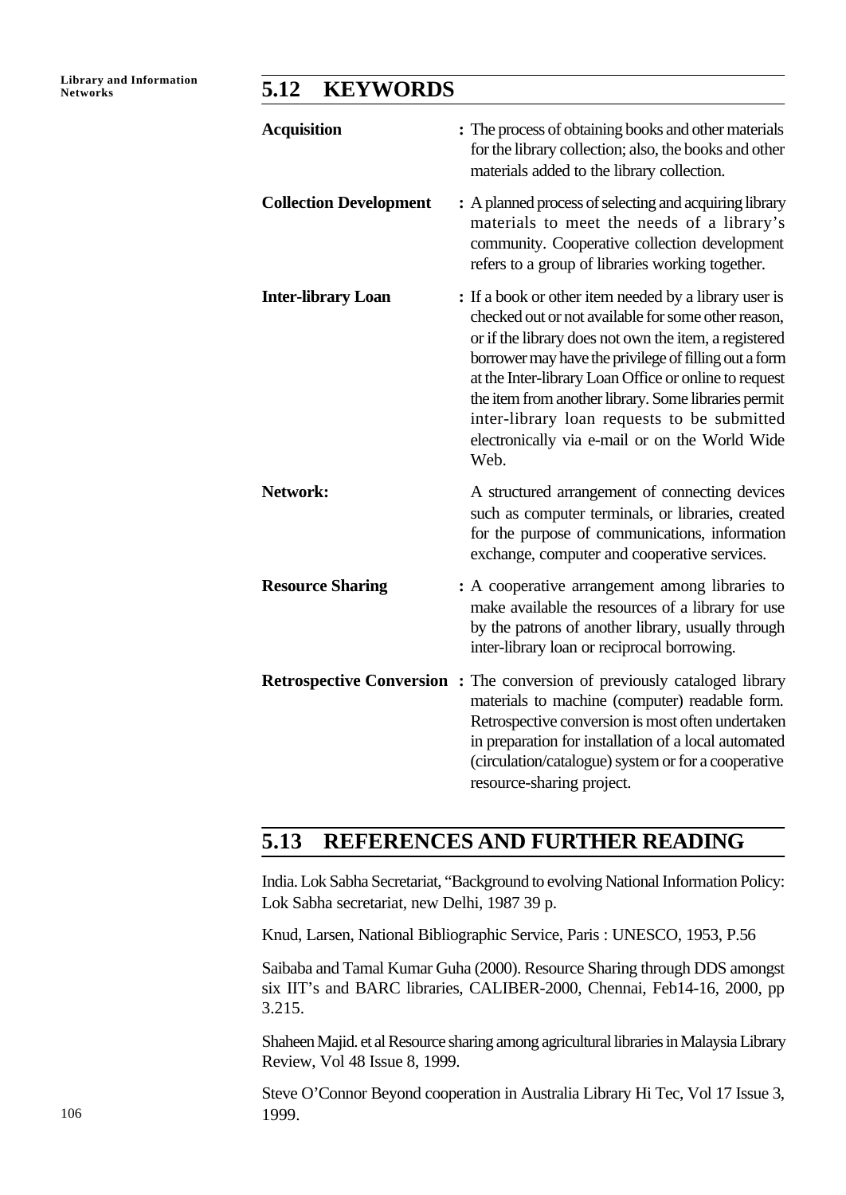## 5.12 KEYWORDS

**Acquisition** : The process of obtaining books and other materials for the library collection; also, the books and other materials added to the library collection.

**Collection Development** : A planned process of selecting and acquiring library materials to meet the needs of a library's community. Cooperative collection development refers to a group of libraries working together.

**Inter-library Loan** : If a book or other item needed by a library user is checked out or not available for some other reason, or if the library does not own the item, a registered borrower may have the privilege of filling out a form at the Inter-library Loan Office or online to request the item from another library. Some libraries permit inter-library loan requests to be submitted electronically via e-mail or on the World Wide Web.

**Network:** A structured arrangement of connecting devices such as computer terminals, or libraries, created for the purpose of communications, information exchange, computer and cooperative services.

**Resource Sharing** : A cooperative arrangement among libraries to make available the resources of a library for use by the patrons of another library, usually through inter-library loan or reciprocal borrowing.

**Retrospective Conversion** : The conversion of previously cataloged library materials to machine (computer) readable form. Retrospective conversion is most often undertaken in preparation for installation of a local automated (circulation/catalogue) system or for a cooperative resource-sharing project.

## 5.13 REFERENCES AND FURTHER READING

India. Lok Sabha Secretariat, "Background to evolving National Information Policy: Lok Sabha secretariat, new Delhi, 1987 39 p.

Knud, Larsen, National Bibliographic Service, Paris : UNESCO, 1953, P.56

Saibaba and Tamal Kumar Guha (2000). Resource Sharing through DDS amongst six IIT's and BARC libraries, CALIBER-2000, Chennai, Feb14-16, 2000, pp 3.215.

Shaheen Majid. et al Resource sharing among agricultural libraries in Malaysia Library Review, Vol 48 Issue 8, 1999.

Steve O'Connor Beyond cooperation in Australia Library Hi Tec, Vol 17 Issue 3, 1999.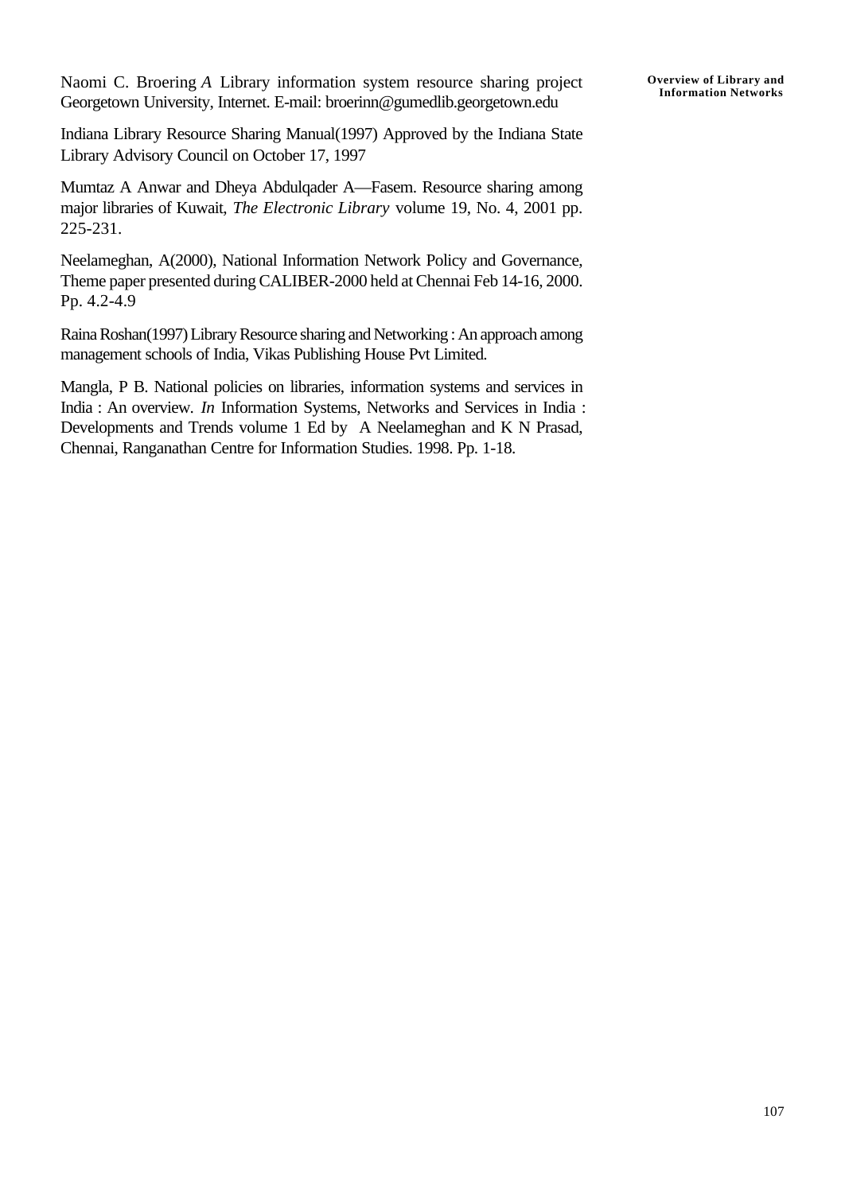Naomi C. Broering *A* Library information system resource sharing project Georgetown University, Internet. E-mail: broerinn@gumedlib.georgetown.edu

Indiana Library Resource Sharing Manual(1997) Approved by the Indiana State Library Advisory Council on October 17, 1997

Mumtaz A Anwar and Dheya Abdulqader A—Fasem. Resource sharing among major libraries of Kuwait, *The Electronic Library* volume 19, No. 4, 2001 pp. 225-231.

Neelameghan, A(2000), National Information Network Policy and Governance, Theme paper presented during CALIBER-2000 held at Chennai Feb 14-16, 2000. Pp. 4.2-4.9

Raina Roshan(1997) Library Resource sharing and Networking : An approach among management schools of India, Vikas Publishing House Pvt Limited.

Mangla, P B. National policies on libraries, information systems and services in India : An overview. *In* Information Systems, Networks and Services in India : Developments and Trends volume 1 Ed by A Neelameghan and K N Prasad, Chennai, Ranganathan Centre for Information Studies. 1998. Pp. 1-18.